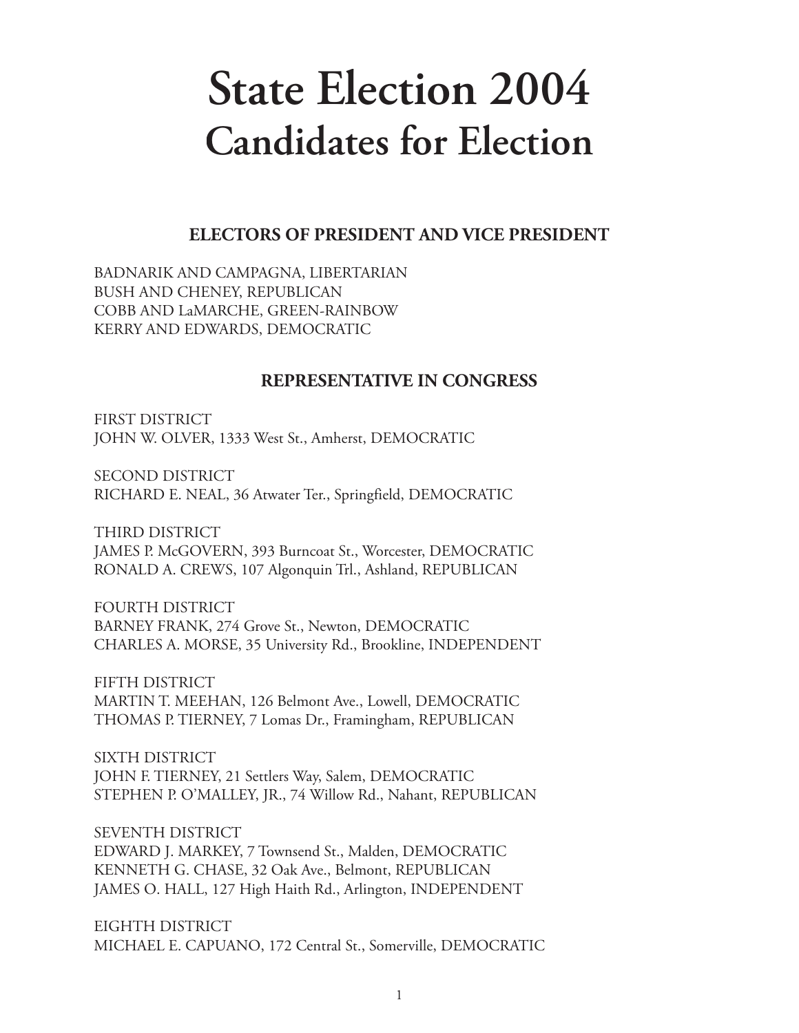# State Election 2004
# Candidates for Election

## ELECTORS OF PRESIDENT AND VICE PRESIDENT

BADNARIK AND CAMPAGNA, LIBERTARIAN
BUSH AND CHENEY, REPUBLICAN
COBB AND LaMARCHE, GREEN-RAINBOW
KERRY AND EDWARDS, DEMOCRATIC

## REPRESENTATIVE IN CONGRESS

FIRST DISTRICT
JOHN W. OLVER, 1333 West St., Amherst, DEMOCRATIC

SECOND DISTRICT
RICHARD E. NEAL, 36 Atwater Ter., Springfield, DEMOCRATIC

THIRD DISTRICT
JAMES P. McGOVERN, 393 Burncoat St., Worcester, DEMOCRATIC
RONALD A. CREWS, 107 Algonquin Trl., Ashland, REPUBLICAN

FOURTH DISTRICT
BARNEY FRANK, 274 Grove St., Newton, DEMOCRATIC
CHARLES A. MORSE, 35 University Rd., Brookline, INDEPENDENT

FIFTH DISTRICT
MARTIN T. MEEHAN, 126 Belmont Ave., Lowell, DEMOCRATIC
THOMAS P. TIERNEY, 7 Lomas Dr., Framingham, REPUBLICAN

SIXTH DISTRICT
JOHN F. TIERNEY, 21 Settlers Way, Salem, DEMOCRATIC
STEPHEN P. O'MALLEY, JR., 74 Willow Rd., Nahant, REPUBLICAN

SEVENTH DISTRICT
EDWARD J. MARKEY, 7 Townsend St., Malden, DEMOCRATIC
KENNETH G. CHASE, 32 Oak Ave., Belmont, REPUBLICAN
JAMES O. HALL, 127 High Haith Rd., Arlington, INDEPENDENT

EIGHTH DISTRICT
MICHAEL E. CAPUANO, 172 Central St., Somerville, DEMOCRATIC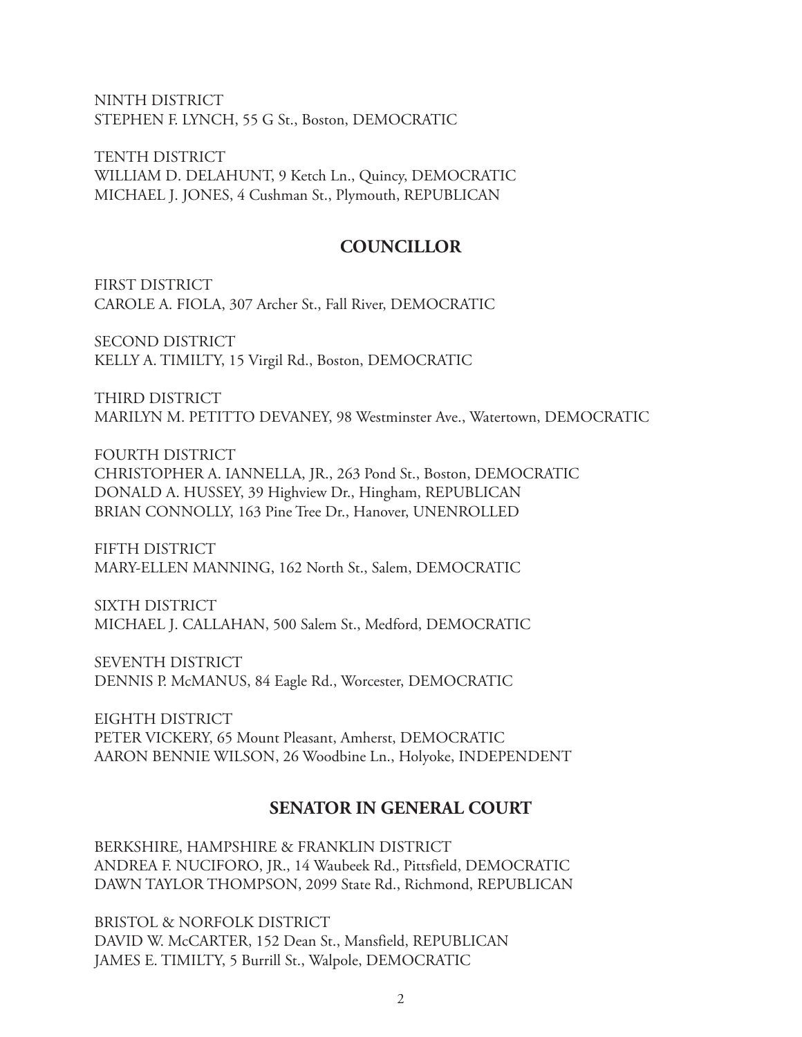NINTH DISTRICT
STEPHEN F. LYNCH, 55 G St., Boston, DEMOCRATIC

TENTH DISTRICT
WILLIAM D. DELAHUNT, 9 Ketch Ln., Quincy, DEMOCRATIC
MICHAEL J. JONES, 4 Cushman St., Plymouth, REPUBLICAN

## COUNCILLOR

FIRST DISTRICT
CAROLE A. FIOLA, 307 Archer St., Fall River, DEMOCRATIC

SECOND DISTRICT
KELLY A. TIMILTY, 15 Virgil Rd., Boston, DEMOCRATIC

THIRD DISTRICT
MARILYN M. PETITTO DEVANEY, 98 Westminster Ave., Watertown, DEMOCRATIC

FOURTH DISTRICT
CHRISTOPHER A. IANNELLA, JR., 263 Pond St., Boston, DEMOCRATIC
DONALD A. HUSSEY, 39 Highview Dr., Hingham, REPUBLICAN
BRIAN CONNOLLY, 163 Pine Tree Dr., Hanover, UNENROLLED

FIFTH DISTRICT
MARY-ELLEN MANNING, 162 North St., Salem, DEMOCRATIC

SIXTH DISTRICT
MICHAEL J. CALLAHAN, 500 Salem St., Medford, DEMOCRATIC

SEVENTH DISTRICT
DENNIS P. McMANUS, 84 Eagle Rd., Worcester, DEMOCRATIC

EIGHTH DISTRICT
PETER VICKERY, 65 Mount Pleasant, Amherst, DEMOCRATIC
AARON BENNIE WILSON, 26 Woodbine Ln., Holyoke, INDEPENDENT

## SENATOR IN GENERAL COURT

BERKSHIRE, HAMPSHIRE & FRANKLIN DISTRICT
ANDREA F. NUCIFORO, JR., 14 Waubeek Rd., Pittsfield, DEMOCRATIC
DAWN TAYLOR THOMPSON, 2099 State Rd., Richmond, REPUBLICAN

BRISTOL & NORFOLK DISTRICT
DAVID W. McCARTER, 152 Dean St., Mansfield, REPUBLICAN
JAMES E. TIMILTY, 5 Burrill St., Walpole, DEMOCRATIC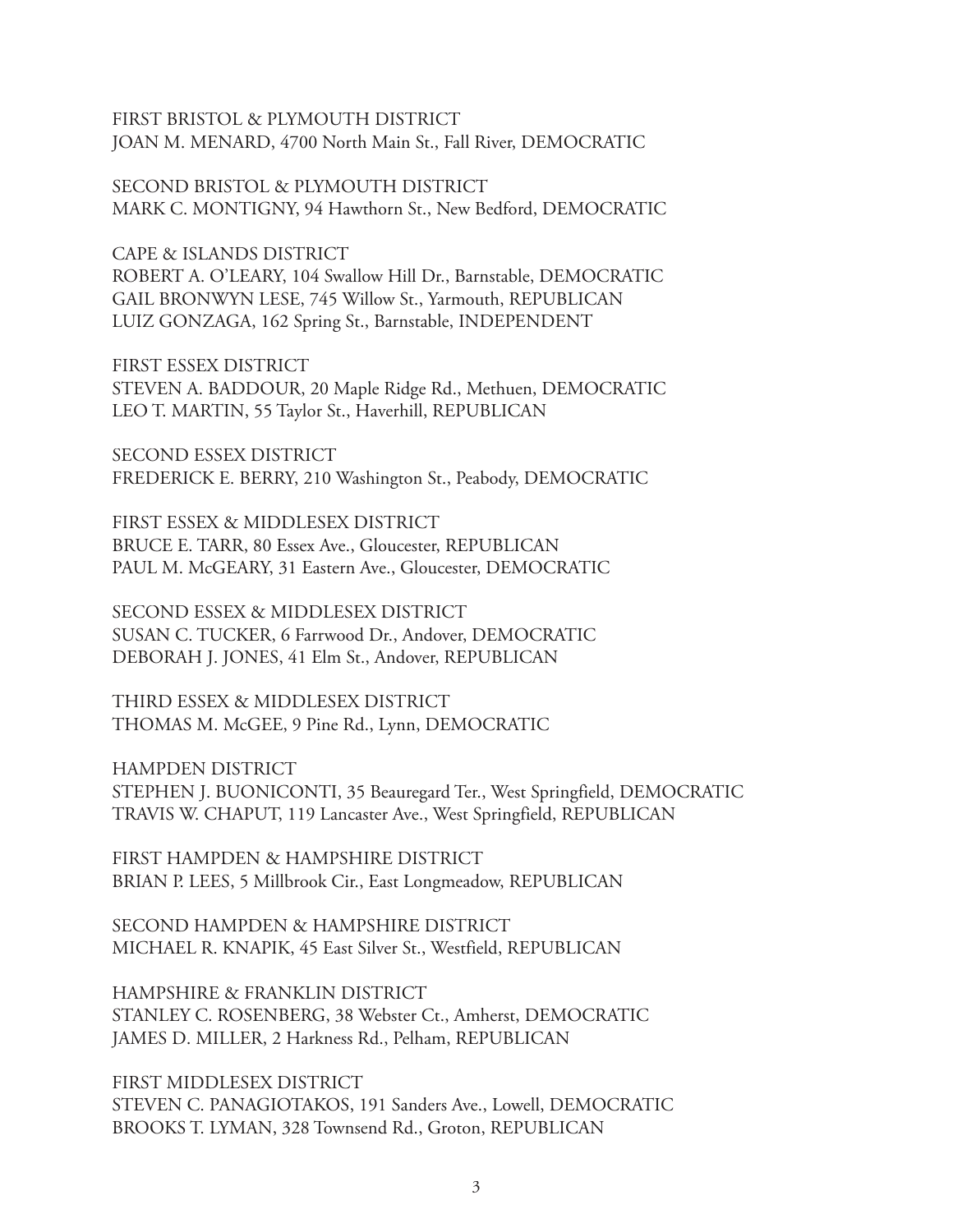FIRST BRISTOL & PLYMOUTH DISTRICT
JOAN M. MENARD, 4700 North Main St., Fall River, DEMOCRATIC

SECOND BRISTOL & PLYMOUTH DISTRICT
MARK C. MONTIGNY, 94 Hawthorn St., New Bedford, DEMOCRATIC

CAPE & ISLANDS DISTRICT
ROBERT A. O'LEARY, 104 Swallow Hill Dr., Barnstable, DEMOCRATIC
GAIL BRONWYN LESE, 745 Willow St., Yarmouth, REPUBLICAN
LUIZ GONZAGA, 162 Spring St., Barnstable, INDEPENDENT

FIRST ESSEX DISTRICT
STEVEN A. BADDOUR, 20 Maple Ridge Rd., Methuen, DEMOCRATIC
LEO T. MARTIN, 55 Taylor St., Haverhill, REPUBLICAN

SECOND ESSEX DISTRICT
FREDERICK E. BERRY, 210 Washington St., Peabody, DEMOCRATIC

FIRST ESSEX & MIDDLESEX DISTRICT
BRUCE E. TARR, 80 Essex Ave., Gloucester, REPUBLICAN
PAUL M. McGEARY, 31 Eastern Ave., Gloucester, DEMOCRATIC

SECOND ESSEX & MIDDLESEX DISTRICT
SUSAN C. TUCKER, 6 Farrwood Dr., Andover, DEMOCRATIC
DEBORAH J. JONES, 41 Elm St., Andover, REPUBLICAN

THIRD ESSEX & MIDDLESEX DISTRICT
THOMAS M. McGEE, 9 Pine Rd., Lynn, DEMOCRATIC

HAMPDEN DISTRICT
STEPHEN J. BUONICONTI, 35 Beauregard Ter., West Springfield, DEMOCRATIC
TRAVIS W. CHAPUT, 119 Lancaster Ave., West Springfield, REPUBLICAN

FIRST HAMPDEN & HAMPSHIRE DISTRICT
BRIAN P. LEES, 5 Millbrook Cir., East Longmeadow, REPUBLICAN

SECOND HAMPDEN & HAMPSHIRE DISTRICT
MICHAEL R. KNAPIK, 45 East Silver St., Westfield, REPUBLICAN

HAMPSHIRE & FRANKLIN DISTRICT
STANLEY C. ROSENBERG, 38 Webster Ct., Amherst, DEMOCRATIC
JAMES D. MILLER, 2 Harkness Rd., Pelham, REPUBLICAN

FIRST MIDDLESEX DISTRICT
STEVEN C. PANAGIOTAKOS, 191 Sanders Ave., Lowell, DEMOCRATIC
BROOKS T. LYMAN, 328 Townsend Rd., Groton, REPUBLICAN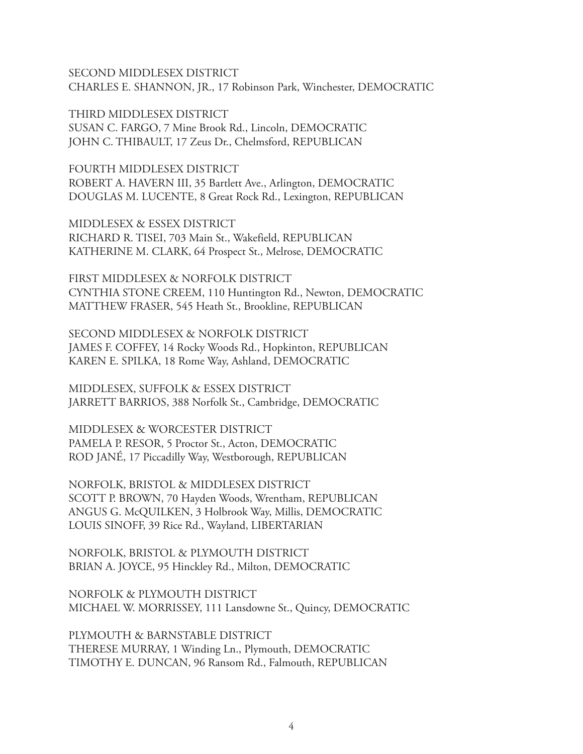SECOND MIDDLESEX DISTRICT
CHARLES E. SHANNON, JR., 17 Robinson Park, Winchester, DEMOCRATIC

THIRD MIDDLESEX DISTRICT
SUSAN C. FARGO, 7 Mine Brook Rd., Lincoln, DEMOCRATIC
JOHN C. THIBAULT, 17 Zeus Dr., Chelmsford, REPUBLICAN

FOURTH MIDDLESEX DISTRICT
ROBERT A. HAVERN III, 35 Bartlett Ave., Arlington, DEMOCRATIC
DOUGLAS M. LUCENTE, 8 Great Rock Rd., Lexington, REPUBLICAN

MIDDLESEX & ESSEX DISTRICT
RICHARD R. TISEI, 703 Main St., Wakefield, REPUBLICAN
KATHERINE M. CLARK, 64 Prospect St., Melrose, DEMOCRATIC

FIRST MIDDLESEX & NORFOLK DISTRICT
CYNTHIA STONE CREEM, 110 Huntington Rd., Newton, DEMOCRATIC
MATTHEW FRASER, 545 Heath St., Brookline, REPUBLICAN

SECOND MIDDLESEX & NORFOLK DISTRICT
JAMES F. COFFEY, 14 Rocky Woods Rd., Hopkinton, REPUBLICAN
KAREN E. SPILKA, 18 Rome Way, Ashland, DEMOCRATIC

MIDDLESEX, SUFFOLK & ESSEX DISTRICT
JARRETT BARRIOS, 388 Norfolk St., Cambridge, DEMOCRATIC

MIDDLESEX & WORCESTER DISTRICT
PAMELA P. RESOR, 5 Proctor St., Acton, DEMOCRATIC
ROD JANÉ, 17 Piccadilly Way, Westborough, REPUBLICAN

NORFOLK, BRISTOL & MIDDLESEX DISTRICT
SCOTT P. BROWN, 70 Hayden Woods, Wrentham, REPUBLICAN
ANGUS G. McQUILKEN, 3 Holbrook Way, Millis, DEMOCRATIC
LOUIS SINOFF, 39 Rice Rd., Wayland, LIBERTARIAN

NORFOLK, BRISTOL & PLYMOUTH DISTRICT
BRIAN A. JOYCE, 95 Hinckley Rd., Milton, DEMOCRATIC

NORFOLK & PLYMOUTH DISTRICT
MICHAEL W. MORRISSEY, 111 Lansdowne St., Quincy, DEMOCRATIC

PLYMOUTH & BARNSTABLE DISTRICT
THERESE MURRAY, 1 Winding Ln., Plymouth, DEMOCRATIC
TIMOTHY E. DUNCAN, 96 Ransom Rd., Falmouth, REPUBLICAN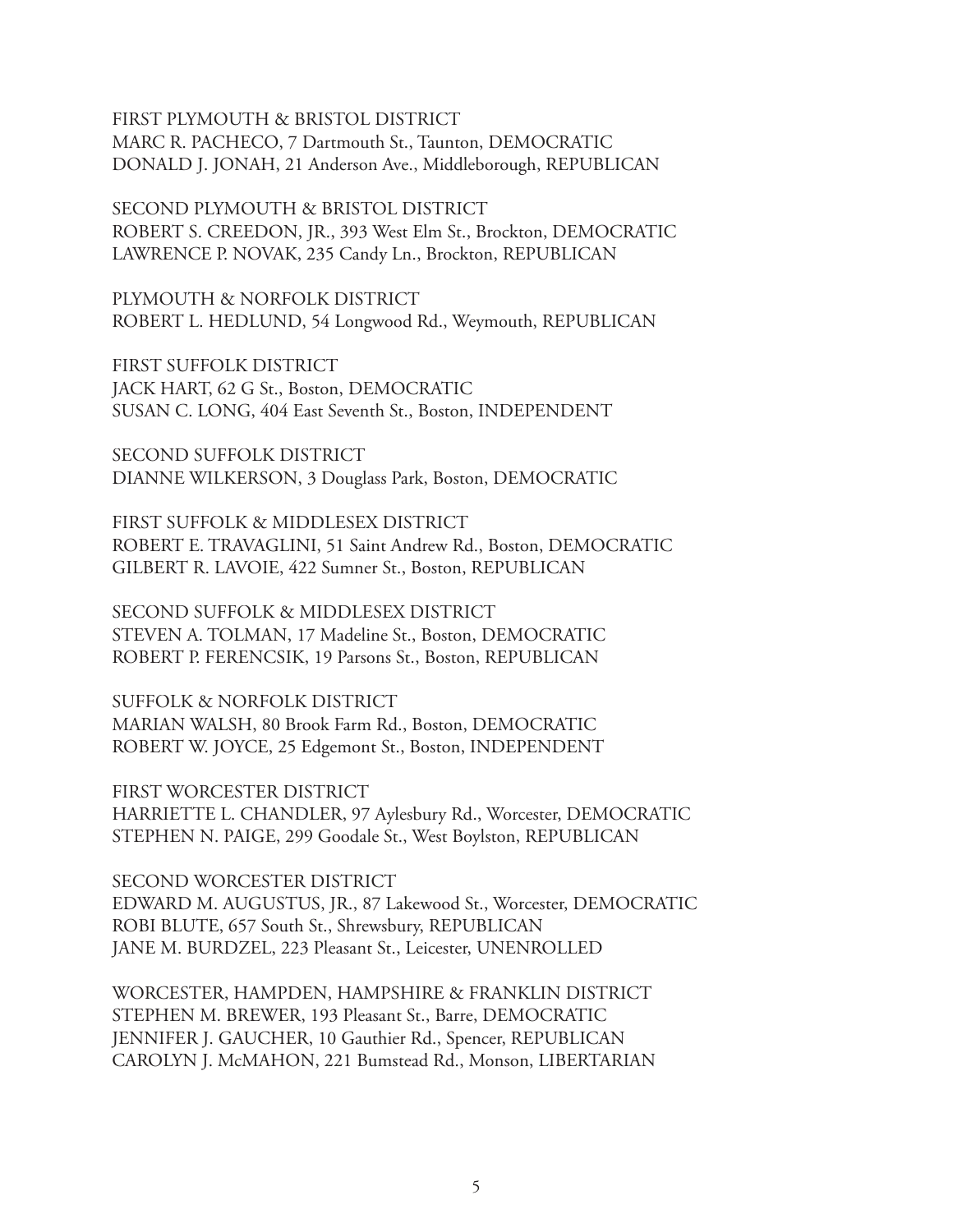FIRST PLYMOUTH & BRISTOL DISTRICT
MARC R. PACHECO, 7 Dartmouth St., Taunton, DEMOCRATIC
DONALD J. JONAH, 21 Anderson Ave., Middleborough, REPUBLICAN

SECOND PLYMOUTH & BRISTOL DISTRICT
ROBERT S. CREEDON, JR., 393 West Elm St., Brockton, DEMOCRATIC
LAWRENCE P. NOVAK, 235 Candy Ln., Brockton, REPUBLICAN

PLYMOUTH & NORFOLK DISTRICT
ROBERT L. HEDLUND, 54 Longwood Rd., Weymouth, REPUBLICAN

FIRST SUFFOLK DISTRICT
JACK HART, 62 G St., Boston, DEMOCRATIC
SUSAN C. LONG, 404 East Seventh St., Boston, INDEPENDENT

SECOND SUFFOLK DISTRICT
DIANNE WILKERSON, 3 Douglass Park, Boston, DEMOCRATIC

FIRST SUFFOLK & MIDDLESEX DISTRICT
ROBERT E. TRAVAGLINI, 51 Saint Andrew Rd., Boston, DEMOCRATIC
GILBERT R. LAVOIE, 422 Sumner St., Boston, REPUBLICAN

SECOND SUFFOLK & MIDDLESEX DISTRICT
STEVEN A. TOLMAN, 17 Madeline St., Boston, DEMOCRATIC
ROBERT P. FERENCSIK, 19 Parsons St., Boston, REPUBLICAN

SUFFOLK & NORFOLK DISTRICT
MARIAN WALSH, 80 Brook Farm Rd., Boston, DEMOCRATIC
ROBERT W. JOYCE, 25 Edgemont St., Boston, INDEPENDENT

FIRST WORCESTER DISTRICT
HARRIETTE L. CHANDLER, 97 Aylesbury Rd., Worcester, DEMOCRATIC
STEPHEN N. PAIGE, 299 Goodale St., West Boylston, REPUBLICAN

SECOND WORCESTER DISTRICT
EDWARD M. AUGUSTUS, JR., 87 Lakewood St., Worcester, DEMOCRATIC
ROBI BLUTE, 657 South St., Shrewsbury, REPUBLICAN
JANE M. BURDZEL, 223 Pleasant St., Leicester, UNENROLLED

WORCESTER, HAMPDEN, HAMPSHIRE & FRANKLIN DISTRICT
STEPHEN M. BREWER, 193 Pleasant St., Barre, DEMOCRATIC
JENNIFER J. GAUCHER, 10 Gauthier Rd., Spencer, REPUBLICAN
CAROLYN J. McMAHON, 221 Bumstead Rd., Monson, LIBERTARIAN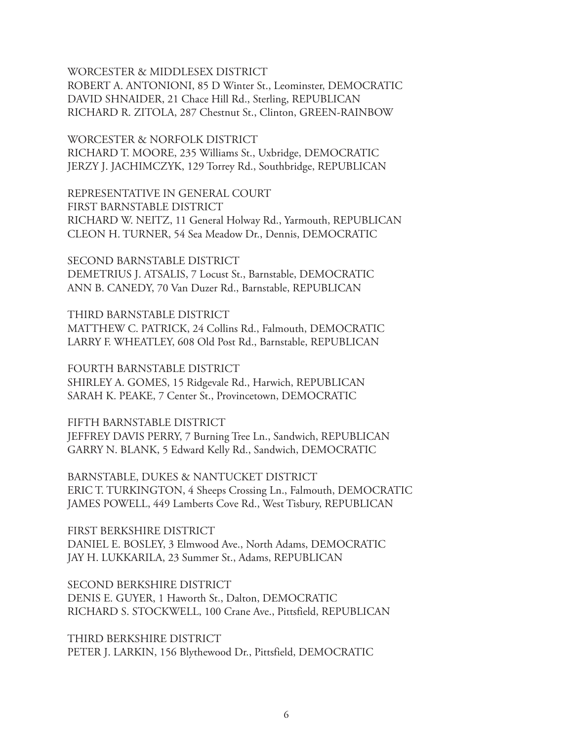WORCESTER & MIDDLESEX DISTRICT
ROBERT A. ANTONIONI, 85 D Winter St., Leominster, DEMOCRATIC
DAVID SHNAIDER, 21 Chace Hill Rd., Sterling, REPUBLICAN
RICHARD R. ZITOLA, 287 Chestnut St., Clinton, GREEN-RAINBOW

WORCESTER & NORFOLK DISTRICT
RICHARD T. MOORE, 235 Williams St., Uxbridge, DEMOCRATIC
JERZY J. JACHIMCZYK, 129 Torrey Rd., Southbridge, REPUBLICAN

REPRESENTATIVE IN GENERAL COURT
FIRST BARNSTABLE DISTRICT
RICHARD W. NEITZ, 11 General Holway Rd., Yarmouth, REPUBLICAN
CLEON H. TURNER, 54 Sea Meadow Dr., Dennis, DEMOCRATIC

SECOND BARNSTABLE DISTRICT
DEMETRIUS J. ATSALIS, 7 Locust St., Barnstable, DEMOCRATIC
ANN B. CANEDY, 70 Van Duzer Rd., Barnstable, REPUBLICAN

THIRD BARNSTABLE DISTRICT
MATTHEW C. PATRICK, 24 Collins Rd., Falmouth, DEMOCRATIC
LARRY F. WHEATLEY, 608 Old Post Rd., Barnstable, REPUBLICAN

FOURTH BARNSTABLE DISTRICT
SHIRLEY A. GOMES, 15 Ridgevale Rd., Harwich, REPUBLICAN
SARAH K. PEAKE, 7 Center St., Provincetown, DEMOCRATIC

FIFTH BARNSTABLE DISTRICT
JEFFREY DAVIS PERRY, 7 Burning Tree Ln., Sandwich, REPUBLICAN
GARRY N. BLANK, 5 Edward Kelly Rd., Sandwich, DEMOCRATIC

BARNSTABLE, DUKES & NANTUCKET DISTRICT
ERIC T. TURKINGTON, 4 Sheeps Crossing Ln., Falmouth, DEMOCRATIC
JAMES POWELL, 449 Lamberts Cove Rd., West Tisbury, REPUBLICAN

FIRST BERKSHIRE DISTRICT
DANIEL E. BOSLEY, 3 Elmwood Ave., North Adams, DEMOCRATIC
JAY H. LUKKARILA, 23 Summer St., Adams, REPUBLICAN

SECOND BERKSHIRE DISTRICT
DENIS E. GUYER, 1 Haworth St., Dalton, DEMOCRATIC
RICHARD S. STOCKWELL, 100 Crane Ave., Pittsfield, REPUBLICAN

THIRD BERKSHIRE DISTRICT
PETER J. LARKIN, 156 Blythewood Dr., Pittsfield, DEMOCRATIC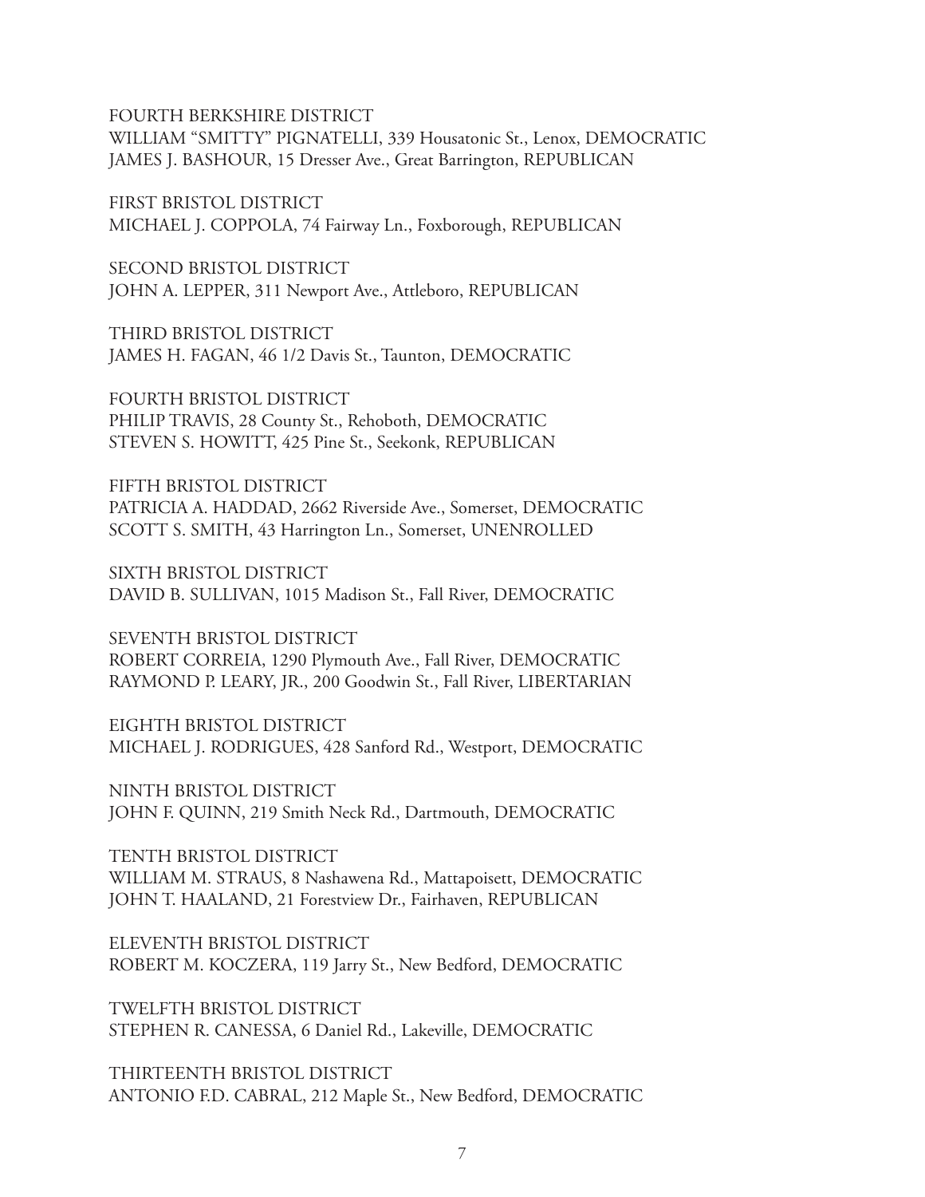FOURTH BERKSHIRE DISTRICT
WILLIAM "SMITTY" PIGNATELLI, 339 Housatonic St., Lenox, DEMOCRATIC
JAMES J. BASHOUR, 15 Dresser Ave., Great Barrington, REPUBLICAN

FIRST BRISTOL DISTRICT
MICHAEL J. COPPOLA, 74 Fairway Ln., Foxborough, REPUBLICAN

SECOND BRISTOL DISTRICT
JOHN A. LEPPER, 311 Newport Ave., Attleboro, REPUBLICAN

THIRD BRISTOL DISTRICT
JAMES H. FAGAN, 46 1/2 Davis St., Taunton, DEMOCRATIC

FOURTH BRISTOL DISTRICT
PHILIP TRAVIS, 28 County St., Rehoboth, DEMOCRATIC
STEVEN S. HOWITT, 425 Pine St., Seekonk, REPUBLICAN

FIFTH BRISTOL DISTRICT
PATRICIA A. HADDAD, 2662 Riverside Ave., Somerset, DEMOCRATIC
SCOTT S. SMITH, 43 Harrington Ln., Somerset, UNENROLLED

SIXTH BRISTOL DISTRICT
DAVID B. SULLIVAN, 1015 Madison St., Fall River, DEMOCRATIC

SEVENTH BRISTOL DISTRICT
ROBERT CORREIA, 1290 Plymouth Ave., Fall River, DEMOCRATIC
RAYMOND P. LEARY, JR., 200 Goodwin St., Fall River, LIBERTARIAN

EIGHTH BRISTOL DISTRICT
MICHAEL J. RODRIGUES, 428 Sanford Rd., Westport, DEMOCRATIC

NINTH BRISTOL DISTRICT
JOHN F. QUINN, 219 Smith Neck Rd., Dartmouth, DEMOCRATIC

TENTH BRISTOL DISTRICT
WILLIAM M. STRAUS, 8 Nashawena Rd., Mattapoisett, DEMOCRATIC
JOHN T. HAALAND, 21 Forestview Dr., Fairhaven, REPUBLICAN

ELEVENTH BRISTOL DISTRICT
ROBERT M. KOCZERA, 119 Jarry St., New Bedford, DEMOCRATIC

TWELFTH BRISTOL DISTRICT
STEPHEN R. CANESSA, 6 Daniel Rd., Lakeville, DEMOCRATIC

THIRTEENTH BRISTOL DISTRICT
ANTONIO F.D. CABRAL, 212 Maple St., New Bedford, DEMOCRATIC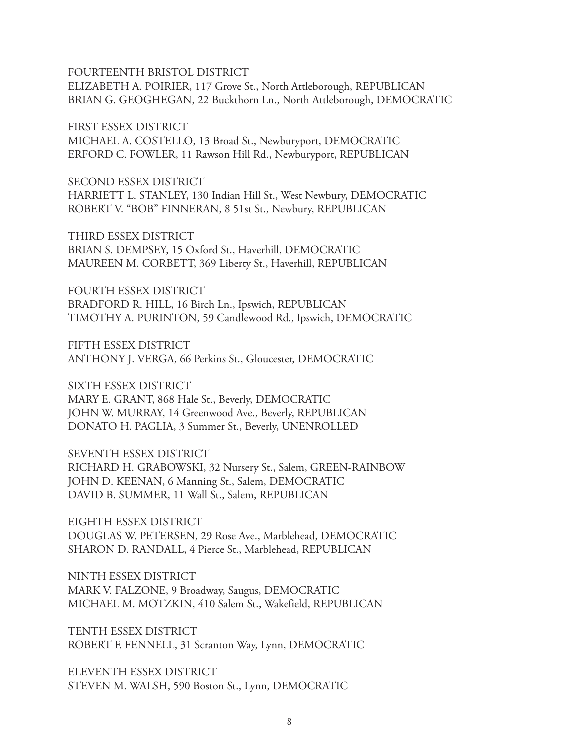FOURTEENTH BRISTOL DISTRICT
ELIZABETH A. POIRIER, 117 Grove St., North Attleborough, REPUBLICAN
BRIAN G. GEOGHEGAN, 22 Buckthorn Ln., North Attleborough, DEMOCRATIC

FIRST ESSEX DISTRICT
MICHAEL A. COSTELLO, 13 Broad St., Newburyport, DEMOCRATIC
ERFORD C. FOWLER, 11 Rawson Hill Rd., Newburyport, REPUBLICAN

SECOND ESSEX DISTRICT
HARRIETT L. STANLEY, 130 Indian Hill St., West Newbury, DEMOCRATIC
ROBERT V. "BOB" FINNERAN, 8 51st St., Newbury, REPUBLICAN

THIRD ESSEX DISTRICT
BRIAN S. DEMPSEY, 15 Oxford St., Haverhill, DEMOCRATIC
MAUREEN M. CORBETT, 369 Liberty St., Haverhill, REPUBLICAN

FOURTH ESSEX DISTRICT
BRADFORD R. HILL, 16 Birch Ln., Ipswich, REPUBLICAN
TIMOTHY A. PURINTON, 59 Candlewood Rd., Ipswich, DEMOCRATIC

FIFTH ESSEX DISTRICT
ANTHONY J. VERGA, 66 Perkins St., Gloucester, DEMOCRATIC

SIXTH ESSEX DISTRICT
MARY E. GRANT, 868 Hale St., Beverly, DEMOCRATIC
JOHN W. MURRAY, 14 Greenwood Ave., Beverly, REPUBLICAN
DONATO H. PAGLIA, 3 Summer St., Beverly, UNENROLLED

SEVENTH ESSEX DISTRICT
RICHARD H. GRABOWSKI, 32 Nursery St., Salem, GREEN-RAINBOW
JOHN D. KEENAN, 6 Manning St., Salem, DEMOCRATIC
DAVID B. SUMMER, 11 Wall St., Salem, REPUBLICAN

EIGHTH ESSEX DISTRICT
DOUGLAS W. PETERSEN, 29 Rose Ave., Marblehead, DEMOCRATIC
SHARON D. RANDALL, 4 Pierce St., Marblehead, REPUBLICAN

NINTH ESSEX DISTRICT
MARK V. FALZONE, 9 Broadway, Saugus, DEMOCRATIC
MICHAEL M. MOTZKIN, 410 Salem St., Wakefield, REPUBLICAN

TENTH ESSEX DISTRICT
ROBERT F. FENNELL, 31 Scranton Way, Lynn, DEMOCRATIC

ELEVENTH ESSEX DISTRICT
STEVEN M. WALSH, 590 Boston St., Lynn, DEMOCRATIC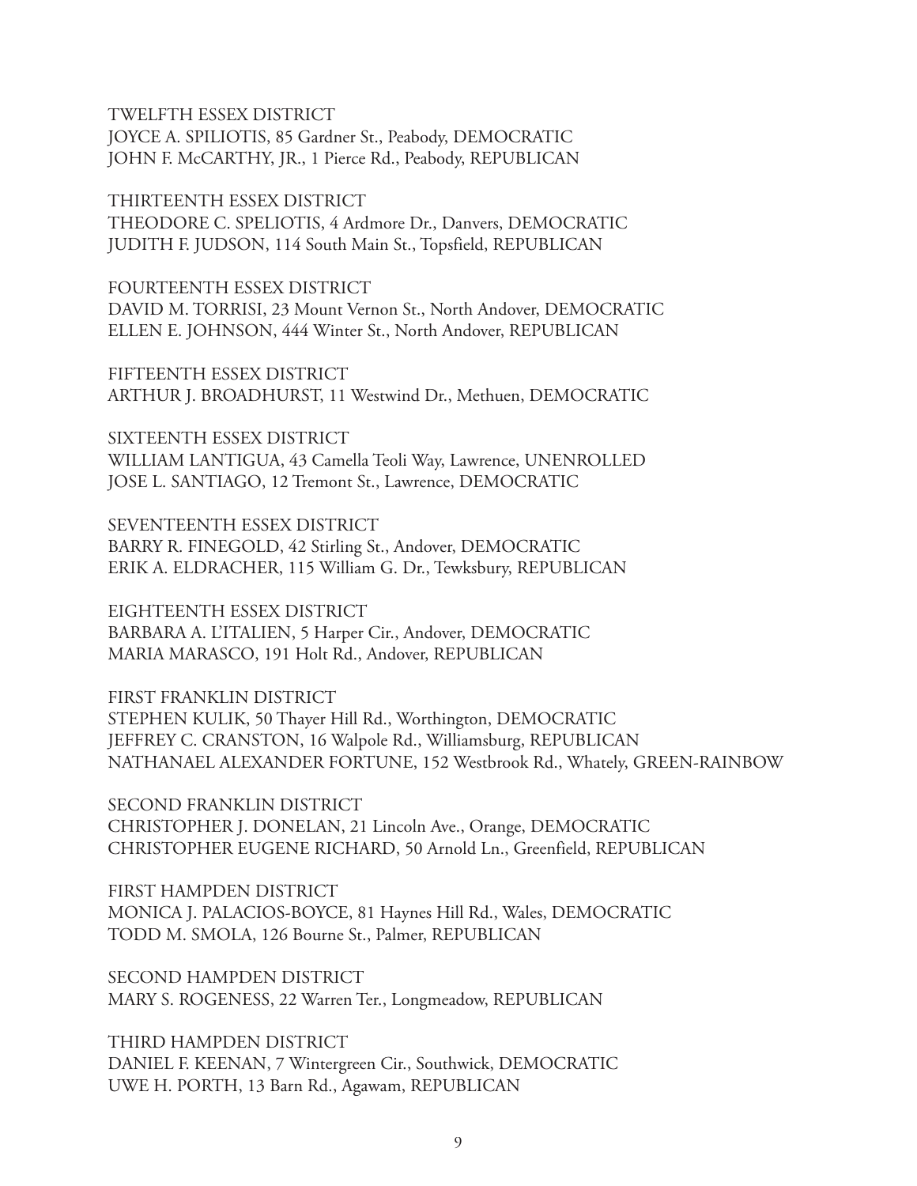TWELFTH ESSEX DISTRICT
JOYCE A. SPILIOTIS, 85 Gardner St., Peabody, DEMOCRATIC
JOHN F. McCARTHY, JR., 1 Pierce Rd., Peabody, REPUBLICAN

THIRTEENTH ESSEX DISTRICT
THEODORE C. SPELIOTIS, 4 Ardmore Dr., Danvers, DEMOCRATIC
JUDITH F. JUDSON, 114 South Main St., Topsfield, REPUBLICAN

FOURTEENTH ESSEX DISTRICT
DAVID M. TORRISI, 23 Mount Vernon St., North Andover, DEMOCRATIC
ELLEN E. JOHNSON, 444 Winter St., North Andover, REPUBLICAN

FIFTEENTH ESSEX DISTRICT
ARTHUR J. BROADHURST, 11 Westwind Dr., Methuen, DEMOCRATIC

SIXTEENTH ESSEX DISTRICT
WILLIAM LANTIGUA, 43 Camella Teoli Way, Lawrence, UNENROLLED
JOSE L. SANTIAGO, 12 Tremont St., Lawrence, DEMOCRATIC

SEVENTEENTH ESSEX DISTRICT
BARRY R. FINEGOLD, 42 Stirling St., Andover, DEMOCRATIC
ERIK A. ELDRACHER, 115 William G. Dr., Tewksbury, REPUBLICAN

EIGHTEENTH ESSEX DISTRICT
BARBARA A. L'ITALIEN, 5 Harper Cir., Andover, DEMOCRATIC
MARIA MARASCO, 191 Holt Rd., Andover, REPUBLICAN

FIRST FRANKLIN DISTRICT
STEPHEN KULIK, 50 Thayer Hill Rd., Worthington, DEMOCRATIC
JEFFREY C. CRANSTON, 16 Walpole Rd., Williamsburg, REPUBLICAN
NATHANAEL ALEXANDER FORTUNE, 152 Westbrook Rd., Whately, GREEN-RAINBOW

SECOND FRANKLIN DISTRICT
CHRISTOPHER J. DONELAN, 21 Lincoln Ave., Orange, DEMOCRATIC
CHRISTOPHER EUGENE RICHARD, 50 Arnold Ln., Greenfield, REPUBLICAN

FIRST HAMPDEN DISTRICT
MONICA J. PALACIOS-BOYCE, 81 Haynes Hill Rd., Wales, DEMOCRATIC
TODD M. SMOLA, 126 Bourne St., Palmer, REPUBLICAN

SECOND HAMPDEN DISTRICT
MARY S. ROGENESS, 22 Warren Ter., Longmeadow, REPUBLICAN

THIRD HAMPDEN DISTRICT
DANIEL F. KEENAN, 7 Wintergreen Cir., Southwick, DEMOCRATIC
UWE H. PORTH, 13 Barn Rd., Agawam, REPUBLICAN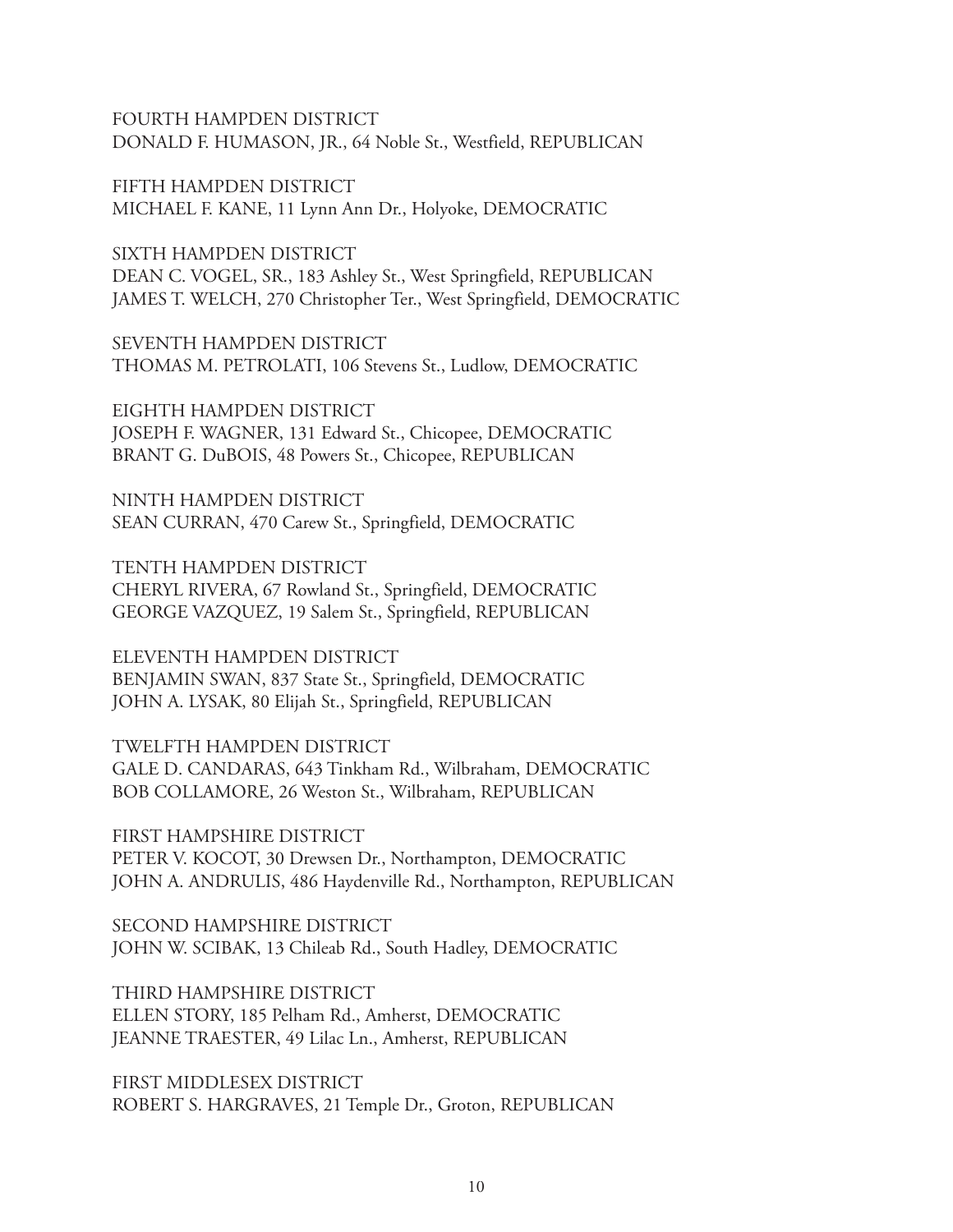FOURTH HAMPDEN DISTRICT
DONALD F. HUMASON, JR., 64 Noble St., Westfield, REPUBLICAN

FIFTH HAMPDEN DISTRICT
MICHAEL F. KANE, 11 Lynn Ann Dr., Holyoke, DEMOCRATIC

SIXTH HAMPDEN DISTRICT
DEAN C. VOGEL, SR., 183 Ashley St., West Springfield, REPUBLICAN
JAMES T. WELCH, 270 Christopher Ter., West Springfield, DEMOCRATIC

SEVENTH HAMPDEN DISTRICT
THOMAS M. PETROLATI, 106 Stevens St., Ludlow, DEMOCRATIC

EIGHTH HAMPDEN DISTRICT
JOSEPH F. WAGNER, 131 Edward St., Chicopee, DEMOCRATIC
BRANT G. DuBOIS, 48 Powers St., Chicopee, REPUBLICAN

NINTH HAMPDEN DISTRICT
SEAN CURRAN, 470 Carew St., Springfield, DEMOCRATIC

TENTH HAMPDEN DISTRICT
CHERYL RIVERA, 67 Rowland St., Springfield, DEMOCRATIC
GEORGE VAZQUEZ, 19 Salem St., Springfield, REPUBLICAN

ELEVENTH HAMPDEN DISTRICT
BENJAMIN SWAN, 837 State St., Springfield, DEMOCRATIC
JOHN A. LYSAK, 80 Elijah St., Springfield, REPUBLICAN

TWELFTH HAMPDEN DISTRICT
GALE D. CANDARAS, 643 Tinkham Rd., Wilbraham, DEMOCRATIC
BOB COLLAMORE, 26 Weston St., Wilbraham, REPUBLICAN

FIRST HAMPSHIRE DISTRICT
PETER V. KOCOT, 30 Drewsen Dr., Northampton, DEMOCRATIC
JOHN A. ANDRULIS, 486 Haydenville Rd., Northampton, REPUBLICAN

SECOND HAMPSHIRE DISTRICT
JOHN W. SCIBAK, 13 Chileab Rd., South Hadley, DEMOCRATIC

THIRD HAMPSHIRE DISTRICT
ELLEN STORY, 185 Pelham Rd., Amherst, DEMOCRATIC
JEANNE TRAESTER, 49 Lilac Ln., Amherst, REPUBLICAN

FIRST MIDDLESEX DISTRICT
ROBERT S. HARGRAVES, 21 Temple Dr., Groton, REPUBLICAN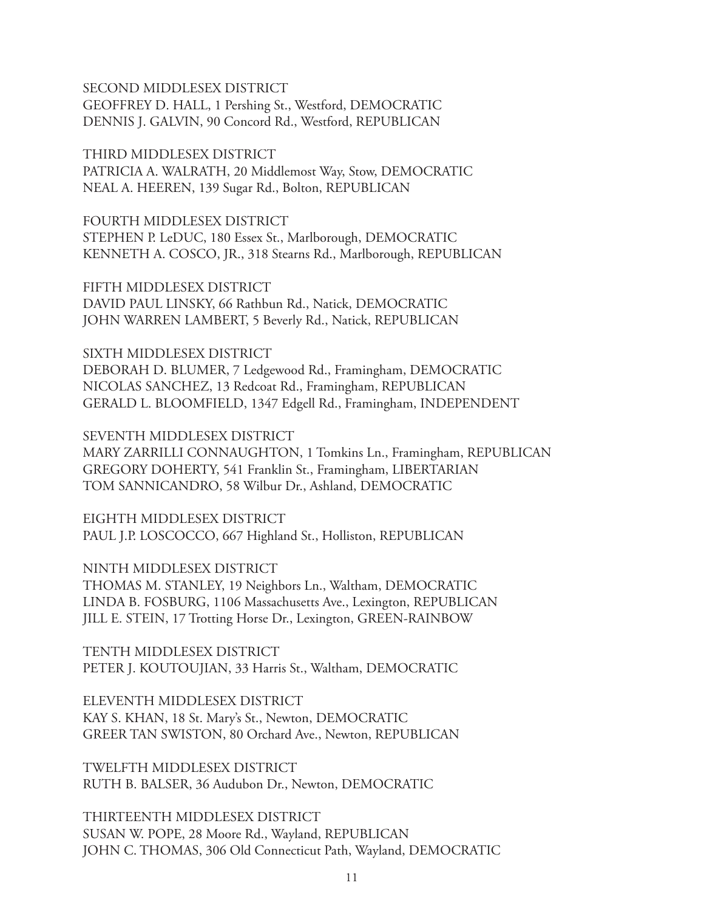SECOND MIDDLESEX DISTRICT
GEOFFREY D. HALL, 1 Pershing St., Westford, DEMOCRATIC
DENNIS J. GALVIN, 90 Concord Rd., Westford, REPUBLICAN

THIRD MIDDLESEX DISTRICT
PATRICIA A. WALRATH, 20 Middlemost Way, Stow, DEMOCRATIC
NEAL A. HEEREN, 139 Sugar Rd., Bolton, REPUBLICAN

FOURTH MIDDLESEX DISTRICT
STEPHEN P. LeDUC, 180 Essex St., Marlborough, DEMOCRATIC
KENNETH A. COSCO, JR., 318 Stearns Rd., Marlborough, REPUBLICAN

FIFTH MIDDLESEX DISTRICT
DAVID PAUL LINSKY, 66 Rathbun Rd., Natick, DEMOCRATIC
JOHN WARREN LAMBERT, 5 Beverly Rd., Natick, REPUBLICAN

SIXTH MIDDLESEX DISTRICT
DEBORAH D. BLUMER, 7 Ledgewood Rd., Framingham, DEMOCRATIC
NICOLAS SANCHEZ, 13 Redcoat Rd., Framingham, REPUBLICAN
GERALD L. BLOOMFIELD, 1347 Edgell Rd., Framingham, INDEPENDENT

SEVENTH MIDDLESEX DISTRICT
MARY ZARRILLI CONNAUGHTON, 1 Tomkins Ln., Framingham, REPUBLICAN
GREGORY DOHERTY, 541 Franklin St., Framingham, LIBERTARIAN
TOM SANNICANDRO, 58 Wilbur Dr., Ashland, DEMOCRATIC

EIGHTH MIDDLESEX DISTRICT
PAUL J.P. LOSCOCCO, 667 Highland St., Holliston, REPUBLICAN

NINTH MIDDLESEX DISTRICT
THOMAS M. STANLEY, 19 Neighbors Ln., Waltham, DEMOCRATIC
LINDA B. FOSBURG, 1106 Massachusetts Ave., Lexington, REPUBLICAN
JILL E. STEIN, 17 Trotting Horse Dr., Lexington, GREEN-RAINBOW

TENTH MIDDLESEX DISTRICT
PETER J. KOUTOUJIAN, 33 Harris St., Waltham, DEMOCRATIC

ELEVENTH MIDDLESEX DISTRICT
KAY S. KHAN, 18 St. Mary's St., Newton, DEMOCRATIC
GREER TAN SWISTON, 80 Orchard Ave., Newton, REPUBLICAN

TWELFTH MIDDLESEX DISTRICT
RUTH B. BALSER, 36 Audubon Dr., Newton, DEMOCRATIC

THIRTEENTH MIDDLESEX DISTRICT
SUSAN W. POPE, 28 Moore Rd., Wayland, REPUBLICAN
JOHN C. THOMAS, 306 Old Connecticut Path, Wayland, DEMOCRATIC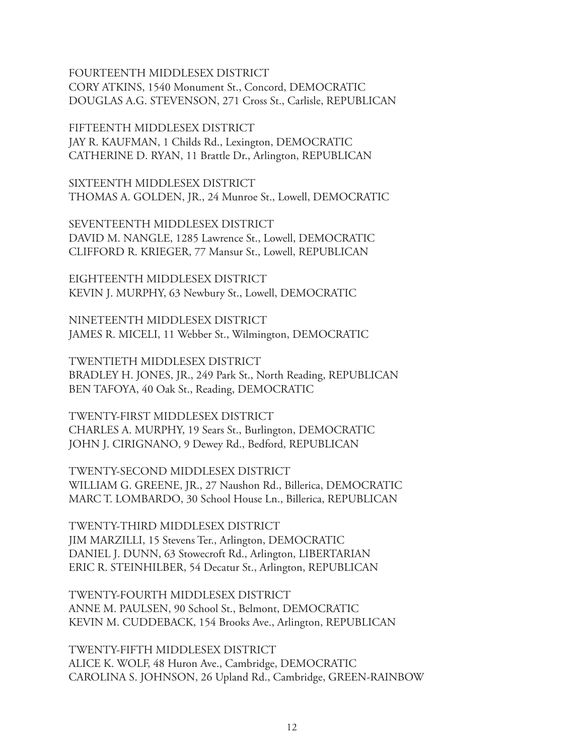FOURTEENTH MIDDLESEX DISTRICT
CORY ATKINS, 1540 Monument St., Concord, DEMOCRATIC
DOUGLAS A.G. STEVENSON, 271 Cross St., Carlisle, REPUBLICAN

FIFTEENTH MIDDLESEX DISTRICT
JAY R. KAUFMAN, 1 Childs Rd., Lexington, DEMOCRATIC
CATHERINE D. RYAN, 11 Brattle Dr., Arlington, REPUBLICAN

SIXTEENTH MIDDLESEX DISTRICT
THOMAS A. GOLDEN, JR., 24 Munroe St., Lowell, DEMOCRATIC

SEVENTEENTH MIDDLESEX DISTRICT
DAVID M. NANGLE, 1285 Lawrence St., Lowell, DEMOCRATIC
CLIFFORD R. KRIEGER, 77 Mansur St., Lowell, REPUBLICAN

EIGHTEENTH MIDDLESEX DISTRICT
KEVIN J. MURPHY, 63 Newbury St., Lowell, DEMOCRATIC

NINETEENTH MIDDLESEX DISTRICT
JAMES R. MICELI, 11 Webber St., Wilmington, DEMOCRATIC

TWENTIETH MIDDLESEX DISTRICT
BRADLEY H. JONES, JR., 249 Park St., North Reading, REPUBLICAN
BEN TAFOYA, 40 Oak St., Reading, DEMOCRATIC

TWENTY-FIRST MIDDLESEX DISTRICT
CHARLES A. MURPHY, 19 Sears St., Burlington, DEMOCRATIC
JOHN J. CIRIGNANO, 9 Dewey Rd., Bedford, REPUBLICAN

TWENTY-SECOND MIDDLESEX DISTRICT
WILLIAM G. GREENE, JR., 27 Naushon Rd., Billerica, DEMOCRATIC
MARC T. LOMBARDO, 30 School House Ln., Billerica, REPUBLICAN

TWENTY-THIRD MIDDLESEX DISTRICT
JIM MARZILLI, 15 Stevens Ter., Arlington, DEMOCRATIC
DANIEL J. DUNN, 63 Stowecroft Rd., Arlington, LIBERTARIAN
ERIC R. STEINHILBER, 54 Decatur St., Arlington, REPUBLICAN

TWENTY-FOURTH MIDDLESEX DISTRICT
ANNE M. PAULSEN, 90 School St., Belmont, DEMOCRATIC
KEVIN M. CUDDEBACK, 154 Brooks Ave., Arlington, REPUBLICAN

TWENTY-FIFTH MIDDLESEX DISTRICT
ALICE K. WOLF, 48 Huron Ave., Cambridge, DEMOCRATIC
CAROLINA S. JOHNSON, 26 Upland Rd., Cambridge, GREEN-RAINBOW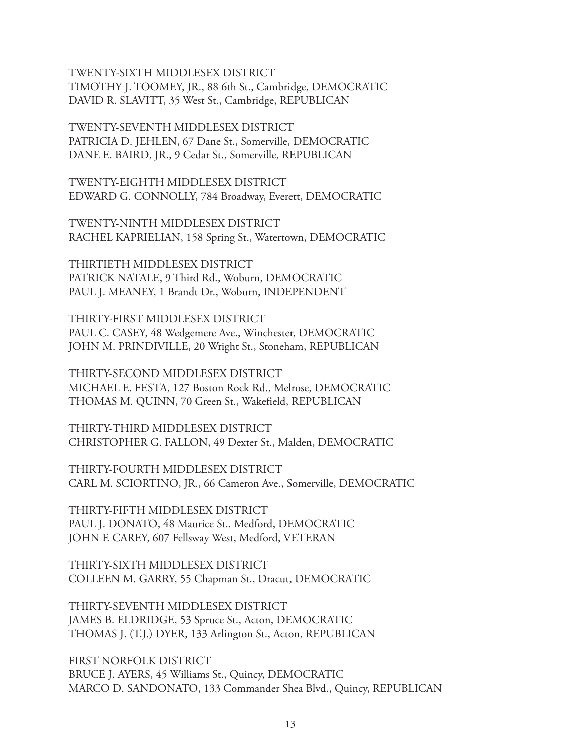TWENTY-SIXTH MIDDLESEX DISTRICT
TIMOTHY J. TOOMEY, JR., 88 6th St., Cambridge, DEMOCRATIC
DAVID R. SLAVITT, 35 West St., Cambridge, REPUBLICAN

TWENTY-SEVENTH MIDDLESEX DISTRICT
PATRICIA D. JEHLEN, 67 Dane St., Somerville, DEMOCRATIC
DANE E. BAIRD, JR., 9 Cedar St., Somerville, REPUBLICAN

TWENTY-EIGHTH MIDDLESEX DISTRICT
EDWARD G. CONNOLLY, 784 Broadway, Everett, DEMOCRATIC

TWENTY-NINTH MIDDLESEX DISTRICT
RACHEL KAPRIELIAN, 158 Spring St., Watertown, DEMOCRATIC

THIRTIETH MIDDLESEX DISTRICT
PATRICK NATALE, 9 Third Rd., Woburn, DEMOCRATIC
PAUL J. MEANEY, 1 Brandt Dr., Woburn, INDEPENDENT

THIRTY-FIRST MIDDLESEX DISTRICT
PAUL C. CASEY, 48 Wedgemere Ave., Winchester, DEMOCRATIC
JOHN M. PRINDIVILLE, 20 Wright St., Stoneham, REPUBLICAN

THIRTY-SECOND MIDDLESEX DISTRICT
MICHAEL E. FESTA, 127 Boston Rock Rd., Melrose, DEMOCRATIC
THOMAS M. QUINN, 70 Green St., Wakefield, REPUBLICAN

THIRTY-THIRD MIDDLESEX DISTRICT
CHRISTOPHER G. FALLON, 49 Dexter St., Malden, DEMOCRATIC

THIRTY-FOURTH MIDDLESEX DISTRICT
CARL M. SCIORTINO, JR., 66 Cameron Ave., Somerville, DEMOCRATIC

THIRTY-FIFTH MIDDLESEX DISTRICT
PAUL J. DONATO, 48 Maurice St., Medford, DEMOCRATIC
JOHN F. CAREY, 607 Fellsway West, Medford, VETERAN

THIRTY-SIXTH MIDDLESEX DISTRICT
COLLEEN M. GARRY, 55 Chapman St., Dracut, DEMOCRATIC

THIRTY-SEVENTH MIDDLESEX DISTRICT
JAMES B. ELDRIDGE, 53 Spruce St., Acton, DEMOCRATIC
THOMAS J. (T.J.) DYER, 133 Arlington St., Acton, REPUBLICAN

FIRST NORFOLK DISTRICT
BRUCE J. AYERS, 45 Williams St., Quincy, DEMOCRATIC
MARCO D. SANDONATO, 133 Commander Shea Blvd., Quincy, REPUBLICAN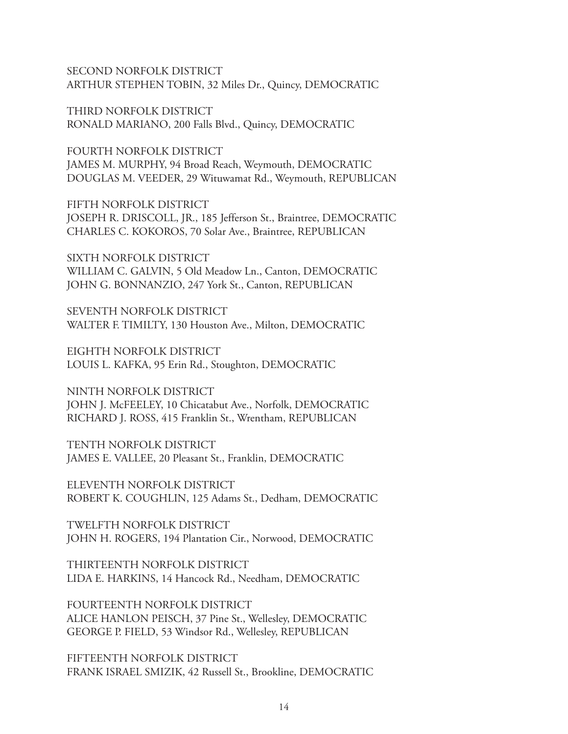SECOND NORFOLK DISTRICT
ARTHUR STEPHEN TOBIN, 32 Miles Dr., Quincy, DEMOCRATIC

THIRD NORFOLK DISTRICT
RONALD MARIANO, 200 Falls Blvd., Quincy, DEMOCRATIC

FOURTH NORFOLK DISTRICT
JAMES M. MURPHY, 94 Broad Reach, Weymouth, DEMOCRATIC
DOUGLAS M. VEEDER, 29 Wituwamat Rd., Weymouth, REPUBLICAN

FIFTH NORFOLK DISTRICT
JOSEPH R. DRISCOLL, JR., 185 Jefferson St., Braintree, DEMOCRATIC
CHARLES C. KOKOROS, 70 Solar Ave., Braintree, REPUBLICAN

SIXTH NORFOLK DISTRICT
WILLIAM C. GALVIN, 5 Old Meadow Ln., Canton, DEMOCRATIC
JOHN G. BONNANZIO, 247 York St., Canton, REPUBLICAN

SEVENTH NORFOLK DISTRICT
WALTER F. TIMILTY, 130 Houston Ave., Milton, DEMOCRATIC

EIGHTH NORFOLK DISTRICT
LOUIS L. KAFKA, 95 Erin Rd., Stoughton, DEMOCRATIC

NINTH NORFOLK DISTRICT
JOHN J. McFEELEY, 10 Chicatabut Ave., Norfolk, DEMOCRATIC
RICHARD J. ROSS, 415 Franklin St., Wrentham, REPUBLICAN

TENTH NORFOLK DISTRICT
JAMES E. VALLEE, 20 Pleasant St., Franklin, DEMOCRATIC

ELEVENTH NORFOLK DISTRICT
ROBERT K. COUGHLIN, 125 Adams St., Dedham, DEMOCRATIC

TWELFTH NORFOLK DISTRICT
JOHN H. ROGERS, 194 Plantation Cir., Norwood, DEMOCRATIC

THIRTEENTH NORFOLK DISTRICT
LIDA E. HARKINS, 14 Hancock Rd., Needham, DEMOCRATIC

FOURTEENTH NORFOLK DISTRICT
ALICE HANLON PEISCH, 37 Pine St., Wellesley, DEMOCRATIC
GEORGE P. FIELD, 53 Windsor Rd., Wellesley, REPUBLICAN

FIFTEENTH NORFOLK DISTRICT
FRANK ISRAEL SMIZIK, 42 Russell St., Brookline, DEMOCRATIC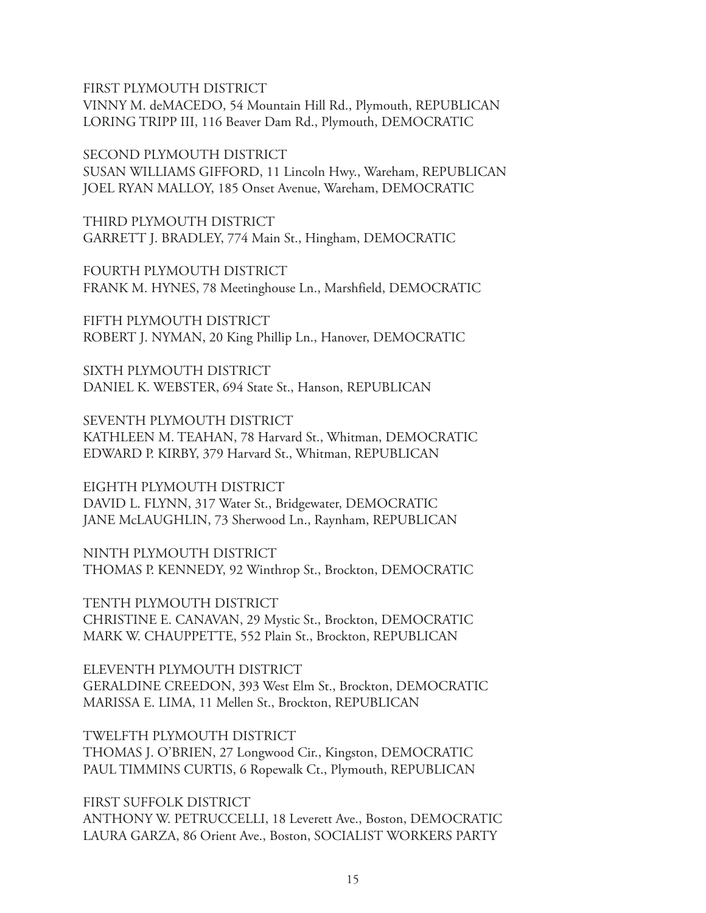FIRST PLYMOUTH DISTRICT
VINNY M. deMACEDO, 54 Mountain Hill Rd., Plymouth, REPUBLICAN
LORING TRIPP III, 116 Beaver Dam Rd., Plymouth, DEMOCRATIC

SECOND PLYMOUTH DISTRICT
SUSAN WILLIAMS GIFFORD, 11 Lincoln Hwy., Wareham, REPUBLICAN
JOEL RYAN MALLOY, 185 Onset Avenue, Wareham, DEMOCRATIC

THIRD PLYMOUTH DISTRICT
GARRETT J. BRADLEY, 774 Main St., Hingham, DEMOCRATIC

FOURTH PLYMOUTH DISTRICT
FRANK M. HYNES, 78 Meetinghouse Ln., Marshfield, DEMOCRATIC

FIFTH PLYMOUTH DISTRICT
ROBERT J. NYMAN, 20 King Phillip Ln., Hanover, DEMOCRATIC

SIXTH PLYMOUTH DISTRICT
DANIEL K. WEBSTER, 694 State St., Hanson, REPUBLICAN

SEVENTH PLYMOUTH DISTRICT
KATHLEEN M. TEAHAN, 78 Harvard St., Whitman, DEMOCRATIC
EDWARD P. KIRBY, 379 Harvard St., Whitman, REPUBLICAN

EIGHTH PLYMOUTH DISTRICT
DAVID L. FLYNN, 317 Water St., Bridgewater, DEMOCRATIC
JANE McLAUGHLIN, 73 Sherwood Ln., Raynham, REPUBLICAN

NINTH PLYMOUTH DISTRICT
THOMAS P. KENNEDY, 92 Winthrop St., Brockton, DEMOCRATIC

TENTH PLYMOUTH DISTRICT
CHRISTINE E. CANAVAN, 29 Mystic St., Brockton, DEMOCRATIC
MARK W. CHAUPPETTE, 552 Plain St., Brockton, REPUBLICAN

ELEVENTH PLYMOUTH DISTRICT
GERALDINE CREEDON, 393 West Elm St., Brockton, DEMOCRATIC
MARISSA E. LIMA, 11 Mellen St., Brockton, REPUBLICAN

TWELFTH PLYMOUTH DISTRICT
THOMAS J. O'BRIEN, 27 Longwood Cir., Kingston, DEMOCRATIC
PAUL TIMMINS CURTIS, 6 Ropewalk Ct., Plymouth, REPUBLICAN

FIRST SUFFOLK DISTRICT
ANTHONY W. PETRUCCELLI, 18 Leverett Ave., Boston, DEMOCRATIC
LAURA GARZA, 86 Orient Ave., Boston, SOCIALIST WORKERS PARTY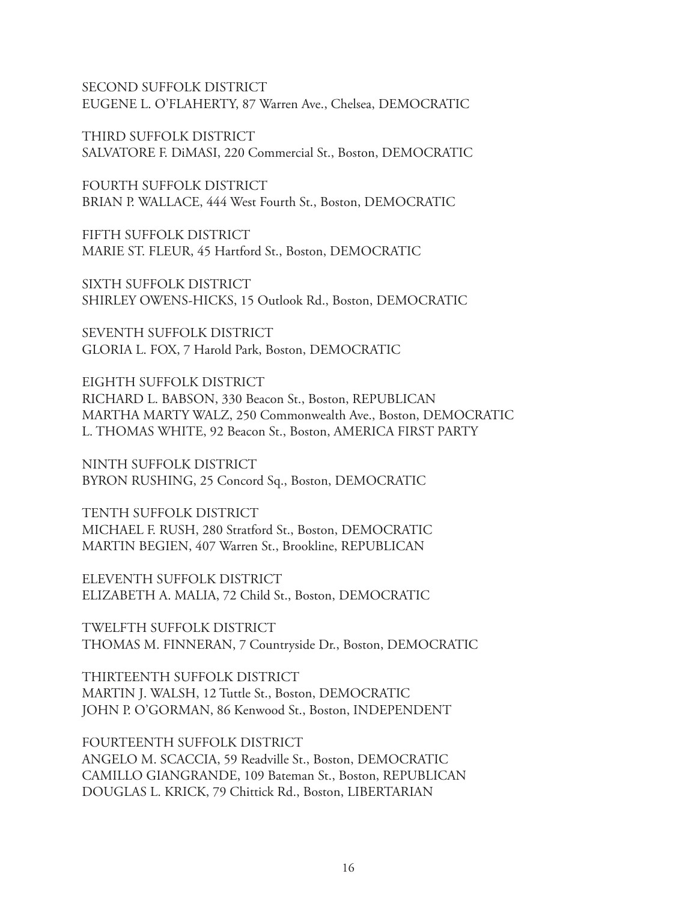SECOND SUFFOLK DISTRICT
EUGENE L. O'FLAHERTY, 87 Warren Ave., Chelsea, DEMOCRATIC

THIRD SUFFOLK DISTRICT
SALVATORE F. DiMASI, 220 Commercial St., Boston, DEMOCRATIC

FOURTH SUFFOLK DISTRICT
BRIAN P. WALLACE, 444 West Fourth St., Boston, DEMOCRATIC

FIFTH SUFFOLK DISTRICT
MARIE ST. FLEUR, 45 Hartford St., Boston, DEMOCRATIC

SIXTH SUFFOLK DISTRICT
SHIRLEY OWENS-HICKS, 15 Outlook Rd., Boston, DEMOCRATIC

SEVENTH SUFFOLK DISTRICT
GLORIA L. FOX, 7 Harold Park, Boston, DEMOCRATIC

EIGHTH SUFFOLK DISTRICT
RICHARD L. BABSON, 330 Beacon St., Boston, REPUBLICAN
MARTHA MARTY WALZ, 250 Commonwealth Ave., Boston, DEMOCRATIC
L. THOMAS WHITE, 92 Beacon St., Boston, AMERICA FIRST PARTY

NINTH SUFFOLK DISTRICT
BYRON RUSHING, 25 Concord Sq., Boston, DEMOCRATIC

TENTH SUFFOLK DISTRICT
MICHAEL F. RUSH, 280 Stratford St., Boston, DEMOCRATIC
MARTIN BEGIEN, 407 Warren St., Brookline, REPUBLICAN

ELEVENTH SUFFOLK DISTRICT
ELIZABETH A. MALIA, 72 Child St., Boston, DEMOCRATIC

TWELFTH SUFFOLK DISTRICT
THOMAS M. FINNERAN, 7 Countryside Dr., Boston, DEMOCRATIC

THIRTEENTH SUFFOLK DISTRICT
MARTIN J. WALSH, 12 Tuttle St., Boston, DEMOCRATIC
JOHN P. O'GORMAN, 86 Kenwood St., Boston, INDEPENDENT

FOURTEENTH SUFFOLK DISTRICT
ANGELO M. SCACCIA, 59 Readville St., Boston, DEMOCRATIC
CAMILLO GIANGRANDE, 109 Bateman St., Boston, REPUBLICAN
DOUGLAS L. KRICK, 79 Chittick Rd., Boston, LIBERTARIAN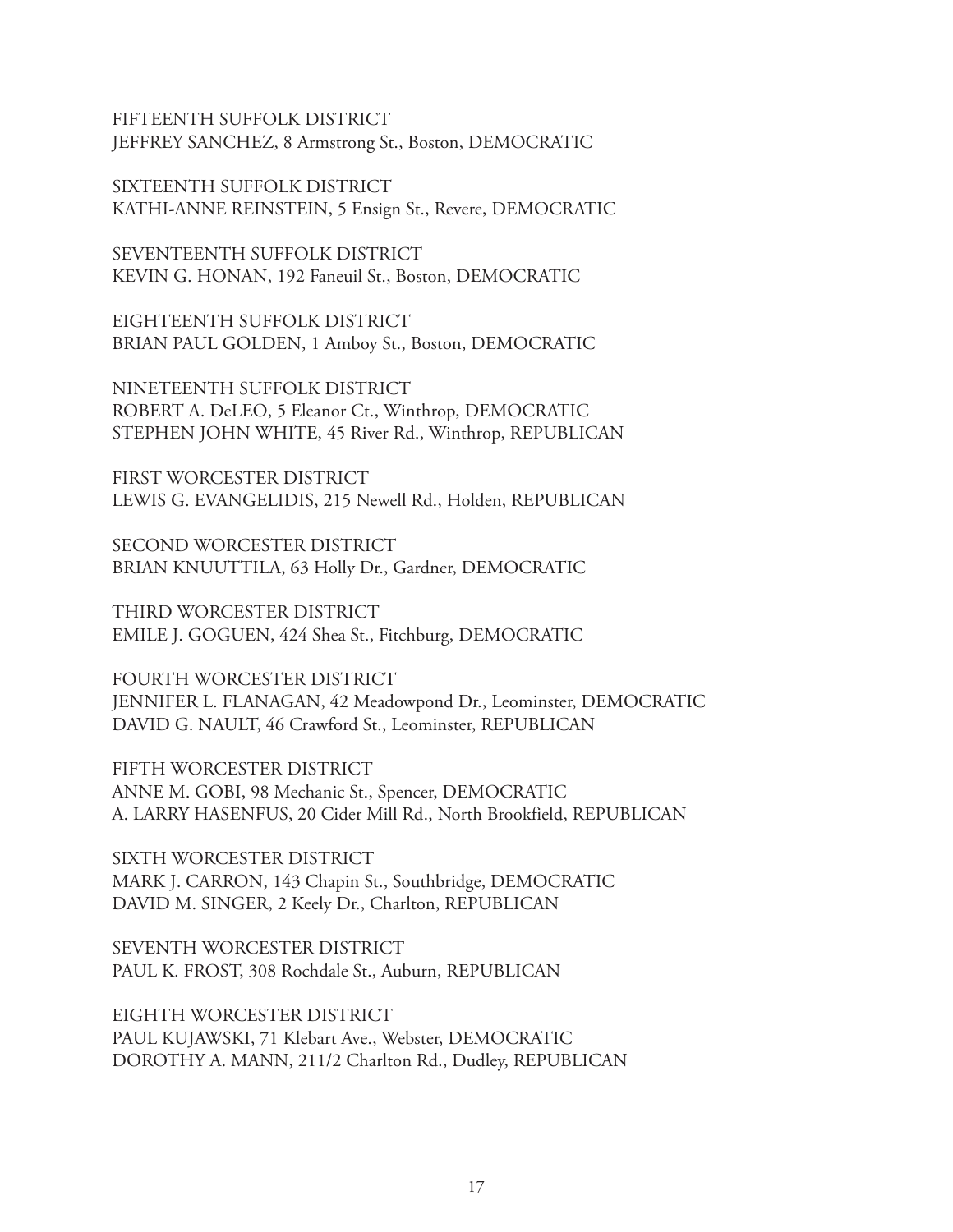FIFTEENTH SUFFOLK DISTRICT
JEFFREY SANCHEZ, 8 Armstrong St., Boston, DEMOCRATIC

SIXTEENTH SUFFOLK DISTRICT
KATHI-ANNE REINSTEIN, 5 Ensign St., Revere, DEMOCRATIC

SEVENTEENTH SUFFOLK DISTRICT
KEVIN G. HONAN, 192 Faneuil St., Boston, DEMOCRATIC

EIGHTEENTH SUFFOLK DISTRICT
BRIAN PAUL GOLDEN, 1 Amboy St., Boston, DEMOCRATIC

NINETEENTH SUFFOLK DISTRICT
ROBERT A. DeLEO, 5 Eleanor Ct., Winthrop, DEMOCRATIC
STEPHEN JOHN WHITE, 45 River Rd., Winthrop, REPUBLICAN

FIRST WORCESTER DISTRICT
LEWIS G. EVANGELIDIS, 215 Newell Rd., Holden, REPUBLICAN

SECOND WORCESTER DISTRICT
BRIAN KNUUTTILA, 63 Holly Dr., Gardner, DEMOCRATIC

THIRD WORCESTER DISTRICT
EMILE J. GOGUEN, 424 Shea St., Fitchburg, DEMOCRATIC

FOURTH WORCESTER DISTRICT
JENNIFER L. FLANAGAN, 42 Meadowpond Dr., Leominster, DEMOCRATIC
DAVID G. NAULT, 46 Crawford St., Leominster, REPUBLICAN

FIFTH WORCESTER DISTRICT
ANNE M. GOBI, 98 Mechanic St., Spencer, DEMOCRATIC
A. LARRY HASENFUS, 20 Cider Mill Rd., North Brookfield, REPUBLICAN

SIXTH WORCESTER DISTRICT
MARK J. CARRON, 143 Chapin St., Southbridge, DEMOCRATIC
DAVID M. SINGER, 2 Keely Dr., Charlton, REPUBLICAN

SEVENTH WORCESTER DISTRICT
PAUL K. FROST, 308 Rochdale St., Auburn, REPUBLICAN

EIGHTH WORCESTER DISTRICT
PAUL KUJAWSKI, 71 Klebart Ave., Webster, DEMOCRATIC
DOROTHY A. MANN, 211/2 Charlton Rd., Dudley, REPUBLICAN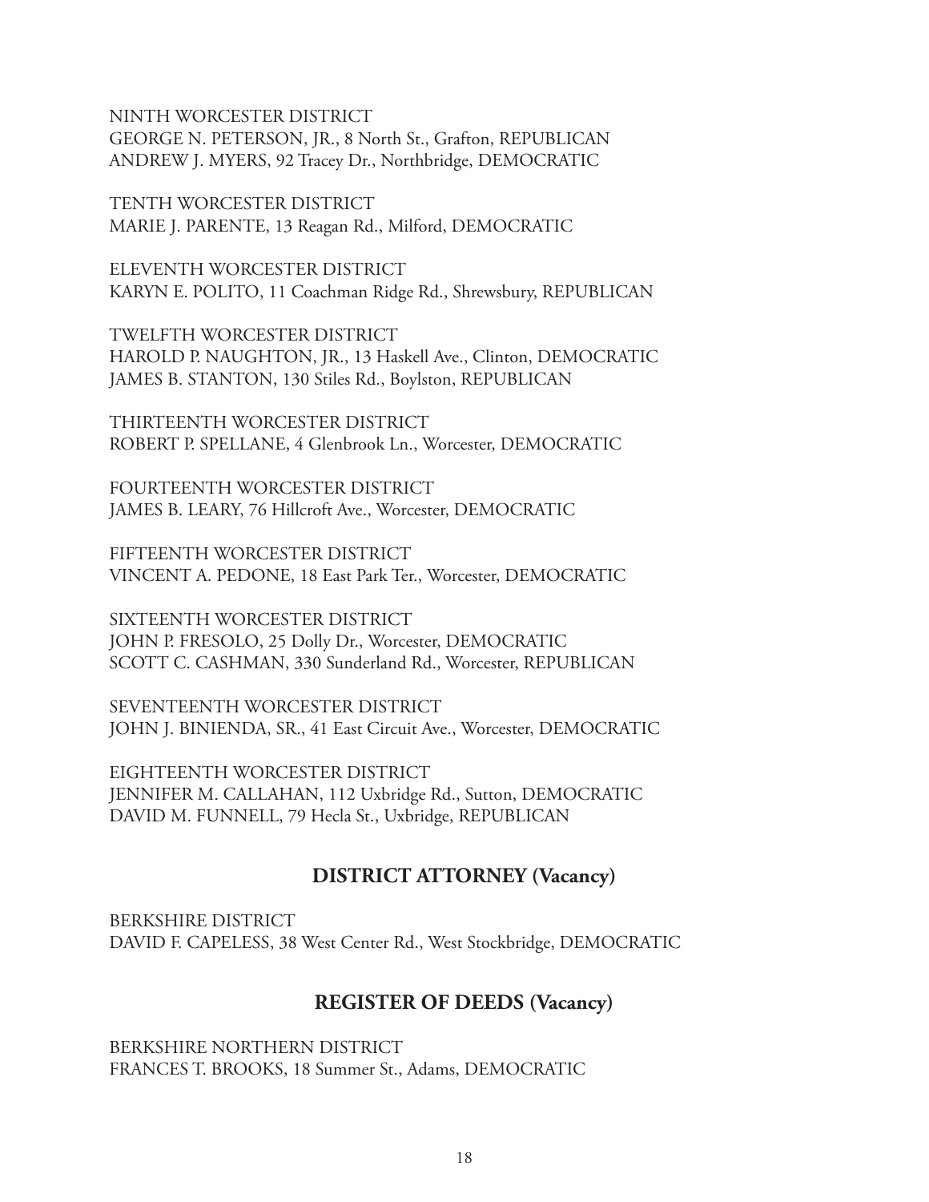NINTH WORCESTER DISTRICT
GEORGE N. PETERSON, JR., 8 North St., Grafton, REPUBLICAN
ANDREW J. MYERS, 92 Tracey Dr., Northbridge, DEMOCRATIC

TENTH WORCESTER DISTRICT
MARIE J. PARENTE, 13 Reagan Rd., Milford, DEMOCRATIC

ELEVENTH WORCESTER DISTRICT
KARYN E. POLITO, 11 Coachman Ridge Rd., Shrewsbury, REPUBLICAN

TWELFTH WORCESTER DISTRICT
HAROLD P. NAUGHTON, JR., 13 Haskell Ave., Clinton, DEMOCRATIC
JAMES B. STANTON, 130 Stiles Rd., Boylston, REPUBLICAN

THIRTEENTH WORCESTER DISTRICT
ROBERT P. SPELLANE, 4 Glenbrook Ln., Worcester, DEMOCRATIC

FOURTEENTH WORCESTER DISTRICT
JAMES B. LEARY, 76 Hillcroft Ave., Worcester, DEMOCRATIC

FIFTEENTH WORCESTER DISTRICT
VINCENT A. PEDONE, 18 East Park Ter., Worcester, DEMOCRATIC

SIXTEENTH WORCESTER DISTRICT
JOHN P. FRESOLO, 25 Dolly Dr., Worcester, DEMOCRATIC
SCOTT C. CASHMAN, 330 Sunderland Rd., Worcester, REPUBLICAN

SEVENTEENTH WORCESTER DISTRICT
JOHN J. BINIENDA, SR., 41 East Circuit Ave., Worcester, DEMOCRATIC

EIGHTEENTH WORCESTER DISTRICT
JENNIFER M. CALLAHAN, 112 Uxbridge Rd., Sutton, DEMOCRATIC
DAVID M. FUNNELL, 79 Hecla St., Uxbridge, REPUBLICAN

## DISTRICT ATTORNEY (Vacancy)

BERKSHIRE DISTRICT
DAVID F. CAPELESS, 38 West Center Rd., West Stockbridge, DEMOCRATIC

## REGISTER OF DEEDS (Vacancy)

BERKSHIRE NORTHERN DISTRICT
FRANCES T. BROOKS, 18 Summer St., Adams, DEMOCRATIC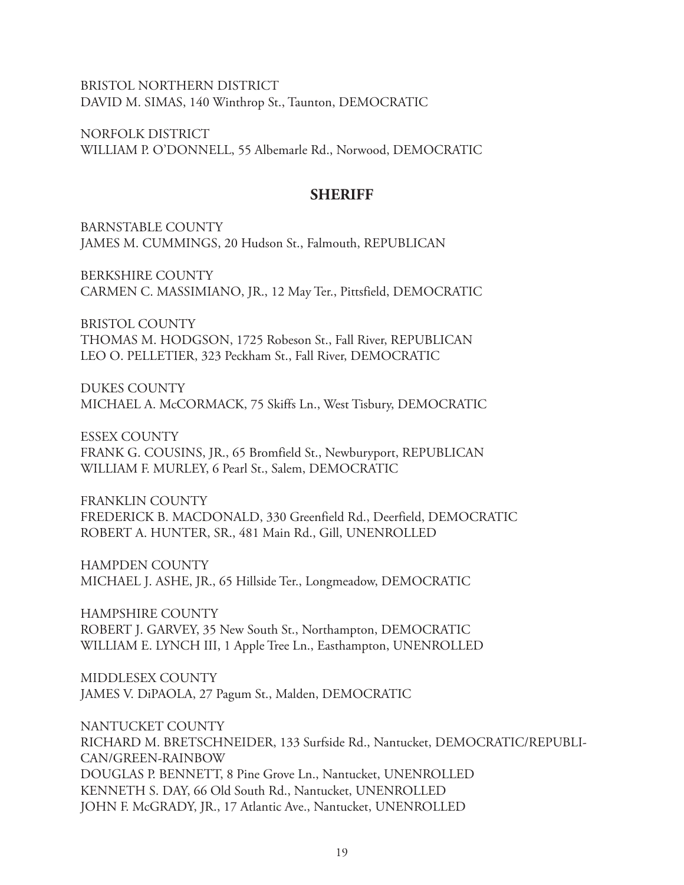BRISTOL NORTHERN DISTRICT
DAVID M. SIMAS, 140 Winthrop St., Taunton, DEMOCRATIC

NORFOLK DISTRICT
WILLIAM P. O'DONNELL, 55 Albemarle Rd., Norwood, DEMOCRATIC

## SHERIFF

BARNSTABLE COUNTY
JAMES M. CUMMINGS, 20 Hudson St., Falmouth, REPUBLICAN

BERKSHIRE COUNTY
CARMEN C. MASSIMIANO, JR., 12 May Ter., Pittsfield, DEMOCRATIC

BRISTOL COUNTY
THOMAS M. HODGSON, 1725 Robeson St., Fall River, REPUBLICAN
LEO O. PELLETIER, 323 Peckham St., Fall River, DEMOCRATIC

DUKES COUNTY
MICHAEL A. McCORMACK, 75 Skiffs Ln., West Tisbury, DEMOCRATIC

ESSEX COUNTY
FRANK G. COUSINS, JR., 65 Bromfield St., Newburyport, REPUBLICAN
WILLIAM F. MURLEY, 6 Pearl St., Salem, DEMOCRATIC

FRANKLIN COUNTY
FREDERICK B. MACDONALD, 330 Greenfield Rd., Deerfield, DEMOCRATIC
ROBERT A. HUNTER, SR., 481 Main Rd., Gill, UNENROLLED

HAMPDEN COUNTY
MICHAEL J. ASHE, JR., 65 Hillside Ter., Longmeadow, DEMOCRATIC

HAMPSHIRE COUNTY
ROBERT J. GARVEY, 35 New South St., Northampton, DEMOCRATIC
WILLIAM E. LYNCH III, 1 Apple Tree Ln., Easthampton, UNENROLLED

MIDDLESEX COUNTY
JAMES V. DiPAOLA, 27 Pagum St., Malden, DEMOCRATIC

NANTUCKET COUNTY
RICHARD M. BRETSCHNEIDER, 133 Surfside Rd., Nantucket, DEMOCRATIC/REPUBLICAN/GREEN-RAINBOW
DOUGLAS P. BENNETT, 8 Pine Grove Ln., Nantucket, UNENROLLED
KENNETH S. DAY, 66 Old South Rd., Nantucket, UNENROLLED
JOHN F. McGRADY, JR., 17 Atlantic Ave., Nantucket, UNENROLLED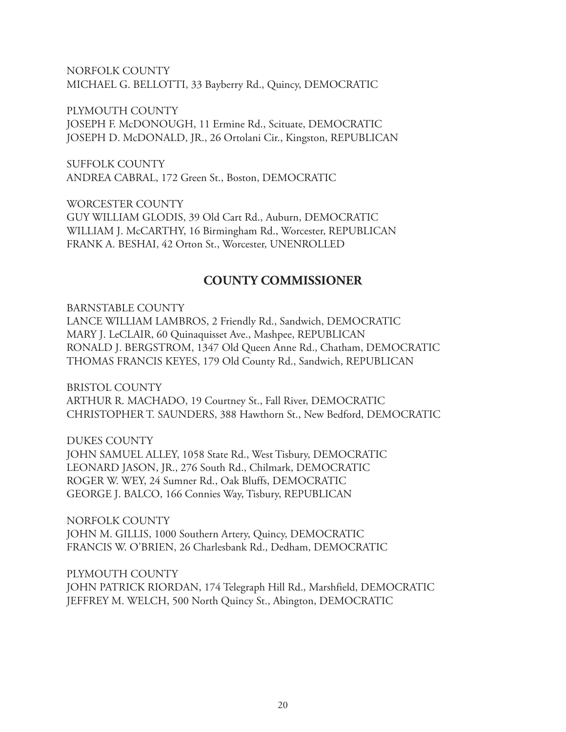NORFOLK COUNTY
MICHAEL G. BELLOTTI, 33 Bayberry Rd., Quincy, DEMOCRATIC

PLYMOUTH COUNTY
JOSEPH F. McDONOUGH, 11 Ermine Rd., Scituate, DEMOCRATIC
JOSEPH D. McDONALD, JR., 26 Ortolani Cir., Kingston, REPUBLICAN

SUFFOLK COUNTY
ANDREA CABRAL, 172 Green St., Boston, DEMOCRATIC

WORCESTER COUNTY
GUY WILLIAM GLODIS, 39 Old Cart Rd., Auburn, DEMOCRATIC
WILLIAM J. McCARTHY, 16 Birmingham Rd., Worcester, REPUBLICAN
FRANK A. BESHAI, 42 Orton St., Worcester, UNENROLLED

## COUNTY COMMISSIONER

BARNSTABLE COUNTY
LANCE WILLIAM LAMBROS, 2 Friendly Rd., Sandwich, DEMOCRATIC
MARY J. LeCLAIR, 60 Quinaquisset Ave., Mashpee, REPUBLICAN
RONALD J. BERGSTROM, 1347 Old Queen Anne Rd., Chatham, DEMOCRATIC
THOMAS FRANCIS KEYES, 179 Old County Rd., Sandwich, REPUBLICAN

BRISTOL COUNTY
ARTHUR R. MACHADO, 19 Courtney St., Fall River, DEMOCRATIC
CHRISTOPHER T. SAUNDERS, 388 Hawthorn St., New Bedford, DEMOCRATIC

DUKES COUNTY
JOHN SAMUEL ALLEY, 1058 State Rd., West Tisbury, DEMOCRATIC
LEONARD JASON, JR., 276 South Rd., Chilmark, DEMOCRATIC
ROGER W. WEY, 24 Sumner Rd., Oak Bluffs, DEMOCRATIC
GEORGE J. BALCO, 166 Connies Way, Tisbury, REPUBLICAN

NORFOLK COUNTY
JOHN M. GILLIS, 1000 Southern Artery, Quincy, DEMOCRATIC
FRANCIS W. O'BRIEN, 26 Charlesbank Rd., Dedham, DEMOCRATIC

PLYMOUTH COUNTY
JOHN PATRICK RIORDAN, 174 Telegraph Hill Rd., Marshfield, DEMOCRATIC
JEFFREY M. WELCH, 500 North Quincy St., Abington, DEMOCRATIC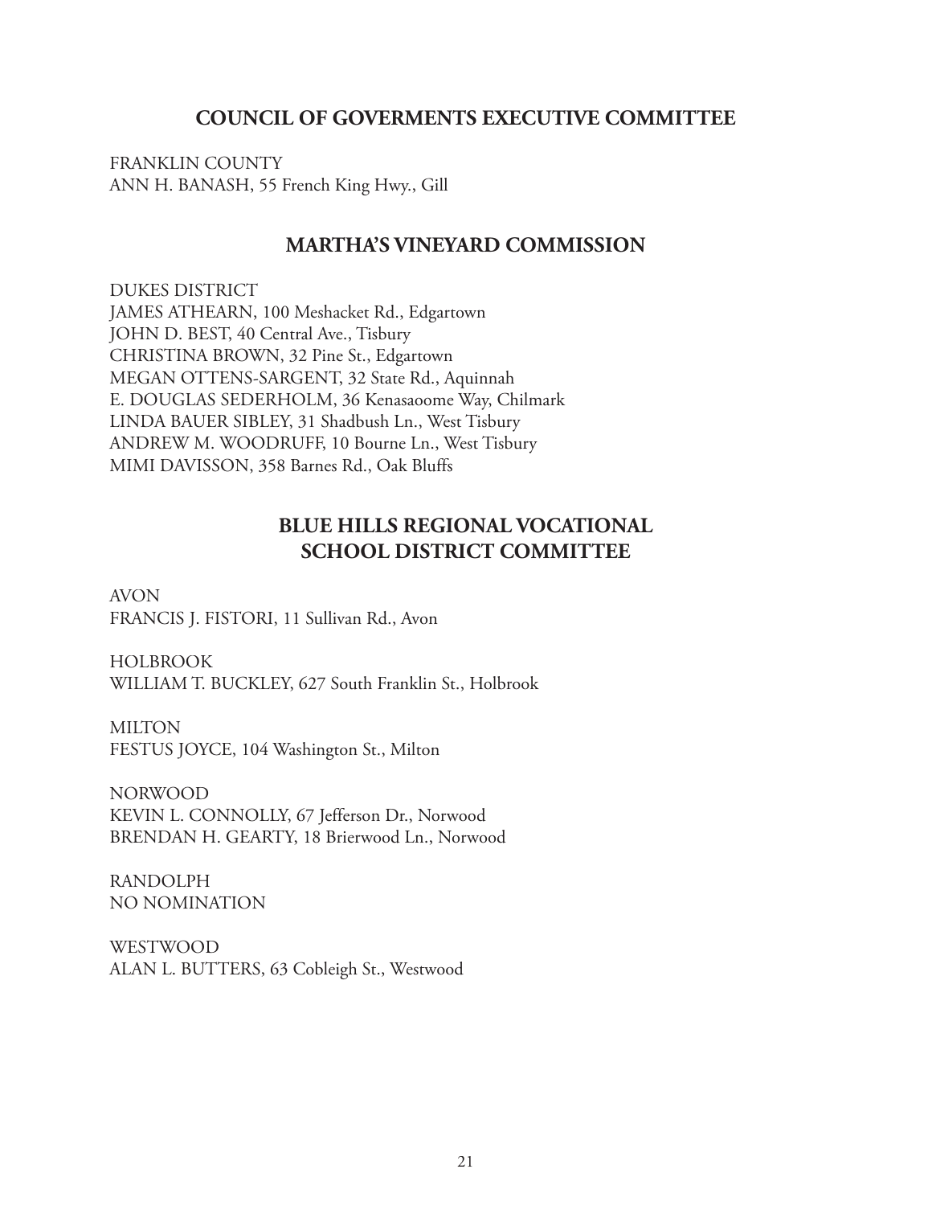## COUNCIL OF GOVERMENTS EXECUTIVE COMMITTEE

FRANKLIN COUNTY
ANN H. BANASH, 55 French King Hwy., Gill

## MARTHA'S VINEYARD COMMISSION

DUKES DISTRICT
JAMES ATHEARN, 100 Meshacket Rd., Edgartown
JOHN D. BEST, 40 Central Ave., Tisbury
CHRISTINA BROWN, 32 Pine St., Edgartown
MEGAN OTTENS-SARGENT, 32 State Rd., Aquinnah
E. DOUGLAS SEDERHOLM, 36 Kenasaoome Way, Chilmark
LINDA BAUER SIBLEY, 31 Shadbush Ln., West Tisbury
ANDREW M. WOODRUFF, 10 Bourne Ln., West Tisbury
MIMI DAVISSON, 358 Barnes Rd., Oak Bluffs

## BLUE HILLS REGIONAL VOCATIONAL SCHOOL DISTRICT COMMITTEE

AVON
FRANCIS J. FISTORI, 11 Sullivan Rd., Avon

HOLBROOK
WILLIAM T. BUCKLEY, 627 South Franklin St., Holbrook

MILTON
FESTUS JOYCE, 104 Washington St., Milton

NORWOOD
KEVIN L. CONNOLLY, 67 Jefferson Dr., Norwood
BRENDAN H. GEARTY, 18 Brierwood Ln., Norwood

RANDOLPH
NO NOMINATION

WESTWOOD
ALAN L. BUTTERS, 63 Cobleigh St., Westwood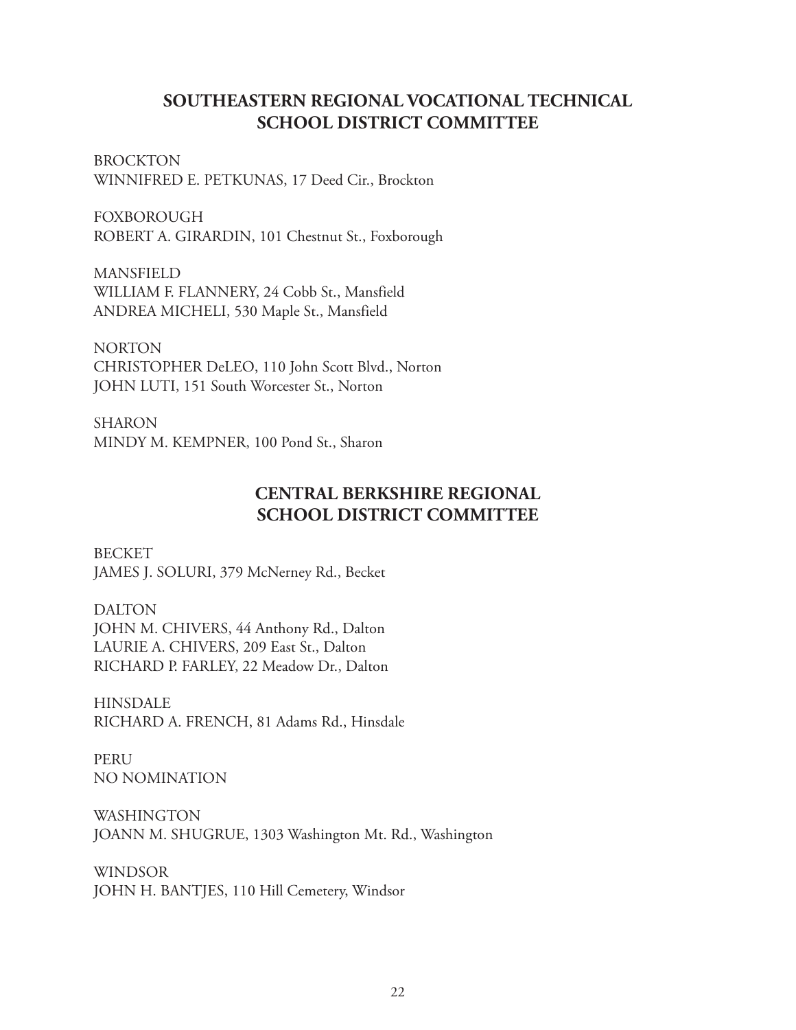## SOUTHEASTERN REGIONAL VOCATIONAL TECHNICAL SCHOOL DISTRICT COMMITTEE

BROCKTON
WINNIFRED E. PETKUNAS, 17 Deed Cir., Brockton

FOXBOROUGH
ROBERT A. GIRARDIN, 101 Chestnut St., Foxborough

MANSFIELD
WILLIAM F. FLANNERY, 24 Cobb St., Mansfield
ANDREA MICHELI, 530 Maple St., Mansfield

NORTON
CHRISTOPHER DeLEO, 110 John Scott Blvd., Norton
JOHN LUTI, 151 South Worcester St., Norton

SHARON
MINDY M. KEMPNER, 100 Pond St., Sharon

## CENTRAL BERKSHIRE REGIONAL SCHOOL DISTRICT COMMITTEE

BECKET
JAMES J. SOLURI, 379 McNerney Rd., Becket

DALTON
JOHN M. CHIVERS, 44 Anthony Rd., Dalton
LAURIE A. CHIVERS, 209 East St., Dalton
RICHARD P. FARLEY, 22 Meadow Dr., Dalton

HINSDALE
RICHARD A. FRENCH, 81 Adams Rd., Hinsdale

PERU
NO NOMINATION

WASHINGTON
JOANN M. SHUGRUE, 1303 Washington Mt. Rd., Washington

WINDSOR
JOHN H. BANTJES, 110 Hill Cemetery, Windsor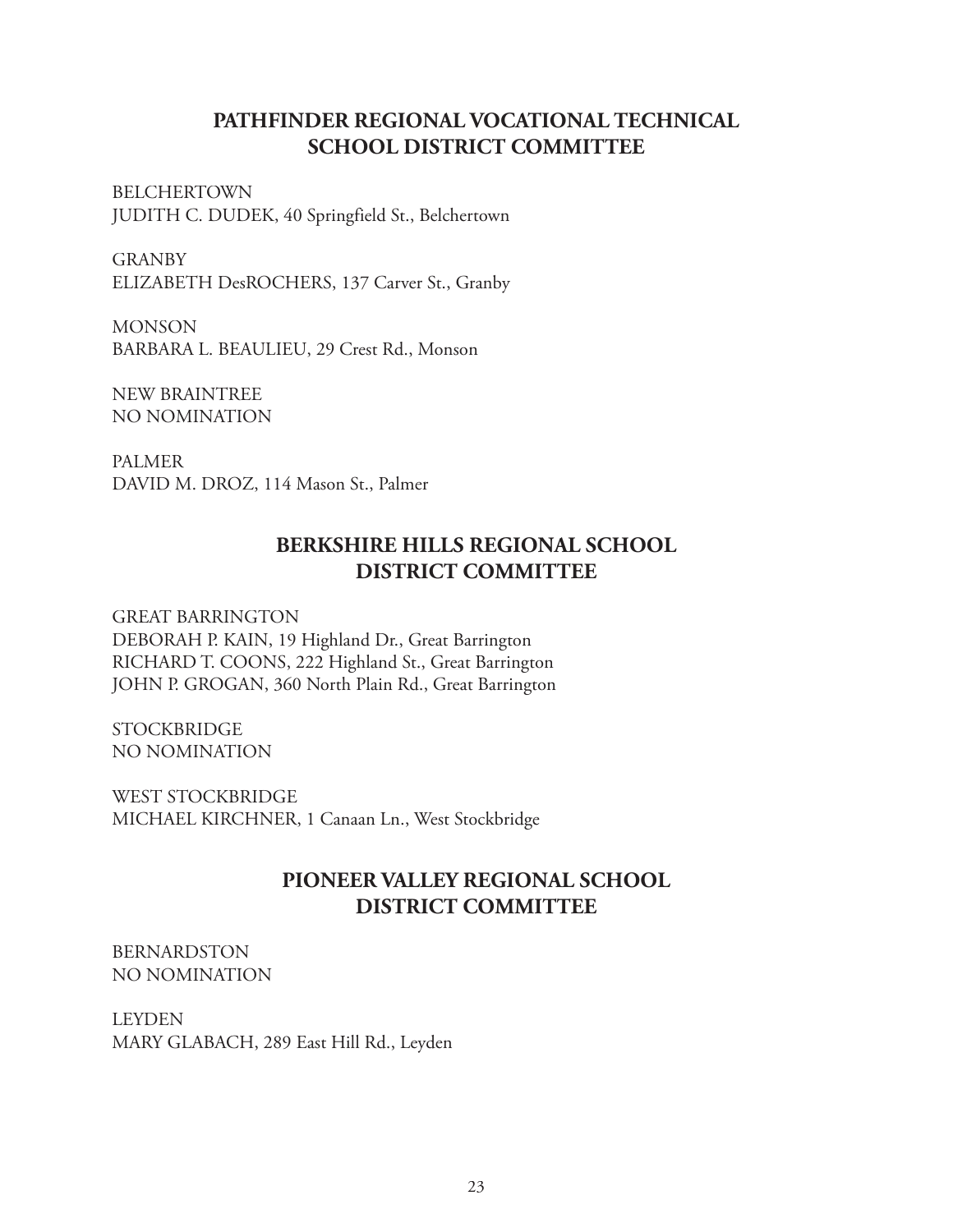## PATHFINDER REGIONAL VOCATIONAL TECHNICAL SCHOOL DISTRICT COMMITTEE

BELCHERTOWN
JUDITH C. DUDEK, 40 Springfield St., Belchertown

GRANBY
ELIZABETH DesROCHERS, 137 Carver St., Granby

MONSON
BARBARA L. BEAULIEU, 29 Crest Rd., Monson

NEW BRAINTREE
NO NOMINATION

PALMER
DAVID M. DROZ, 114 Mason St., Palmer

## BERKSHIRE HILLS REGIONAL SCHOOL DISTRICT COMMITTEE

GREAT BARRINGTON
DEBORAH P. KAIN, 19 Highland Dr., Great Barrington
RICHARD T. COONS, 222 Highland St., Great Barrington
JOHN P. GROGAN, 360 North Plain Rd., Great Barrington

STOCKBRIDGE
NO NOMINATION

WEST STOCKBRIDGE
MICHAEL KIRCHNER, 1 Canaan Ln., West Stockbridge

## PIONEER VALLEY REGIONAL SCHOOL DISTRICT COMMITTEE

BERNARDSTON
NO NOMINATION

LEYDEN
MARY GLABACH, 289 East Hill Rd., Leyden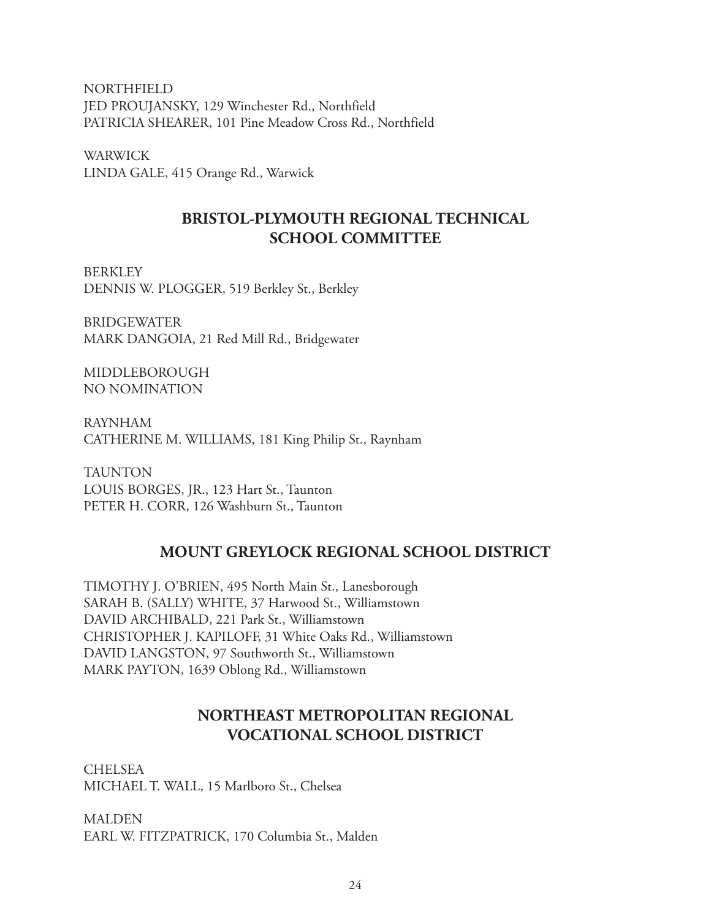NORTHFIELD
JED PROUJANSKY, 129 Winchester Rd., Northfield
PATRICIA SHEARER, 101 Pine Meadow Cross Rd., Northfield

WARWICK
LINDA GALE, 415 Orange Rd., Warwick

## BRISTOL-PLYMOUTH REGIONAL TECHNICAL SCHOOL COMMITTEE

BERKLEY
DENNIS W. PLOGGER, 519 Berkley St., Berkley

BRIDGEWATER
MARK DANGOIA, 21 Red Mill Rd., Bridgewater

MIDDLEBOROUGH
NO NOMINATION

RAYNHAM
CATHERINE M. WILLIAMS, 181 King Philip St., Raynham

TAUNTON
LOUIS BORGES, JR., 123 Hart St., Taunton
PETER H. CORR, 126 Washburn St., Taunton

## MOUNT GREYLOCK REGIONAL SCHOOL DISTRICT

TIMOTHY J. O'BRIEN, 495 North Main St., Lanesborough
SARAH B. (SALLY) WHITE, 37 Harwood St., Williamstown
DAVID ARCHIBALD, 221 Park St., Williamstown
CHRISTOPHER J. KAPILOFF, 31 White Oaks Rd., Williamstown
DAVID LANGSTON, 97 Southworth St., Williamstown
MARK PAYTON, 1639 Oblong Rd., Williamstown

## NORTHEAST METROPOLITAN REGIONAL VOCATIONAL SCHOOL DISTRICT

CHELSEA
MICHAEL T. WALL, 15 Marlboro St., Chelsea

MALDEN
EARL W. FITZPATRICK, 170 Columbia St., Malden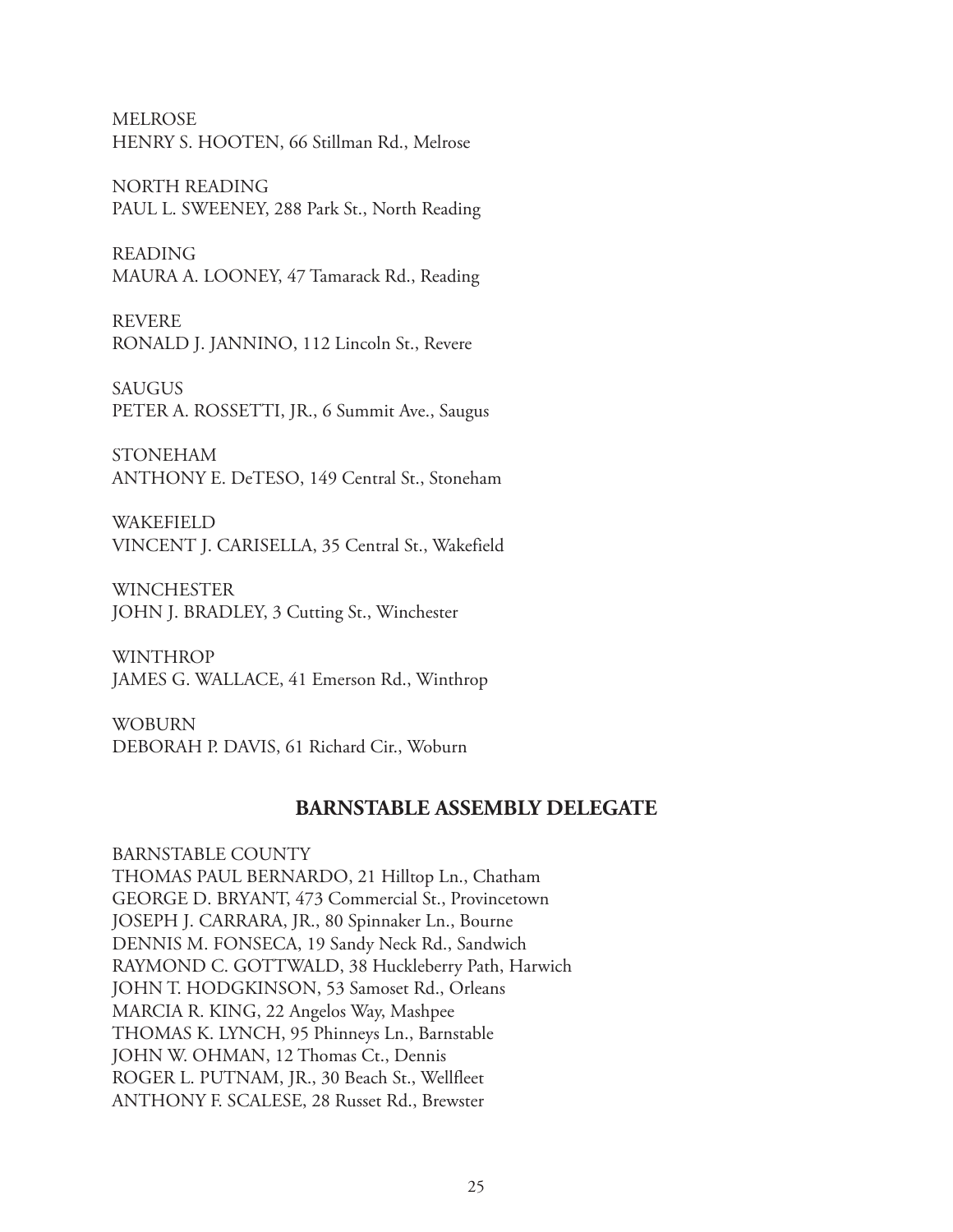MELROSE
HENRY S. HOOTEN, 66 Stillman Rd., Melrose

NORTH READING
PAUL L. SWEENEY, 288 Park St., North Reading

READING
MAURA A. LOONEY, 47 Tamarack Rd., Reading

REVERE
RONALD J. JANNINO, 112 Lincoln St., Revere

SAUGUS
PETER A. ROSSETTI, JR., 6 Summit Ave., Saugus

STONEHAM
ANTHONY E. DeTESO, 149 Central St., Stoneham

WAKEFIELD
VINCENT J. CARISELLA, 35 Central St., Wakefield

WINCHESTER
JOHN J. BRADLEY, 3 Cutting St., Winchester

WINTHROP
JAMES G. WALLACE, 41 Emerson Rd., Winthrop

WOBURN
DEBORAH P. DAVIS, 61 Richard Cir., Woburn

## BARNSTABLE ASSEMBLY DELEGATE

BARNSTABLE COUNTY
THOMAS PAUL BERNARDO, 21 Hilltop Ln., Chatham
GEORGE D. BRYANT, 473 Commercial St., Provincetown
JOSEPH J. CARRARA, JR., 80 Spinnaker Ln., Bourne
DENNIS M. FONSECA, 19 Sandy Neck Rd., Sandwich
RAYMOND C. GOTTWALD, 38 Huckleberry Path, Harwich
JOHN T. HODGKINSON, 53 Samoset Rd., Orleans
MARCIA R. KING, 22 Angelos Way, Mashpee
THOMAS K. LYNCH, 95 Phinneys Ln., Barnstable
JOHN W. OHMAN, 12 Thomas Ct., Dennis
ROGER L. PUTNAM, JR., 30 Beach St., Wellfleet
ANTHONY F. SCALESE, 28 Russet Rd., Brewster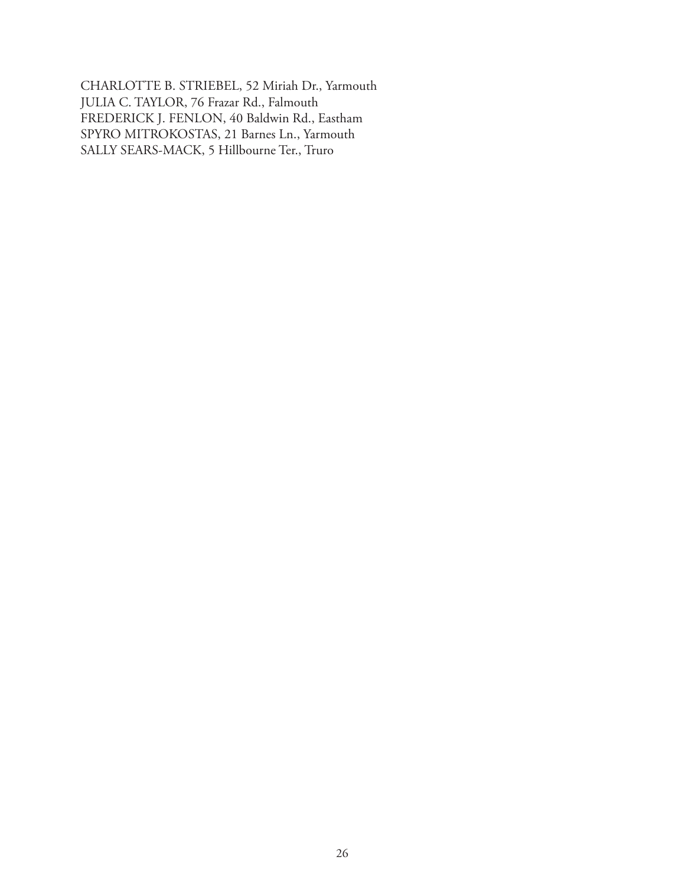CHARLOTTE B. STRIEBEL, 52 Miriah Dr., Yarmouth
JULIA C. TAYLOR, 76 Frazar Rd., Falmouth
FREDERICK J. FENLON, 40 Baldwin Rd., Eastham
SPYRO MITROKOSTAS, 21 Barnes Ln., Yarmouth
SALLY SEARS-MACK, 5 Hillbourne Ter., Truro